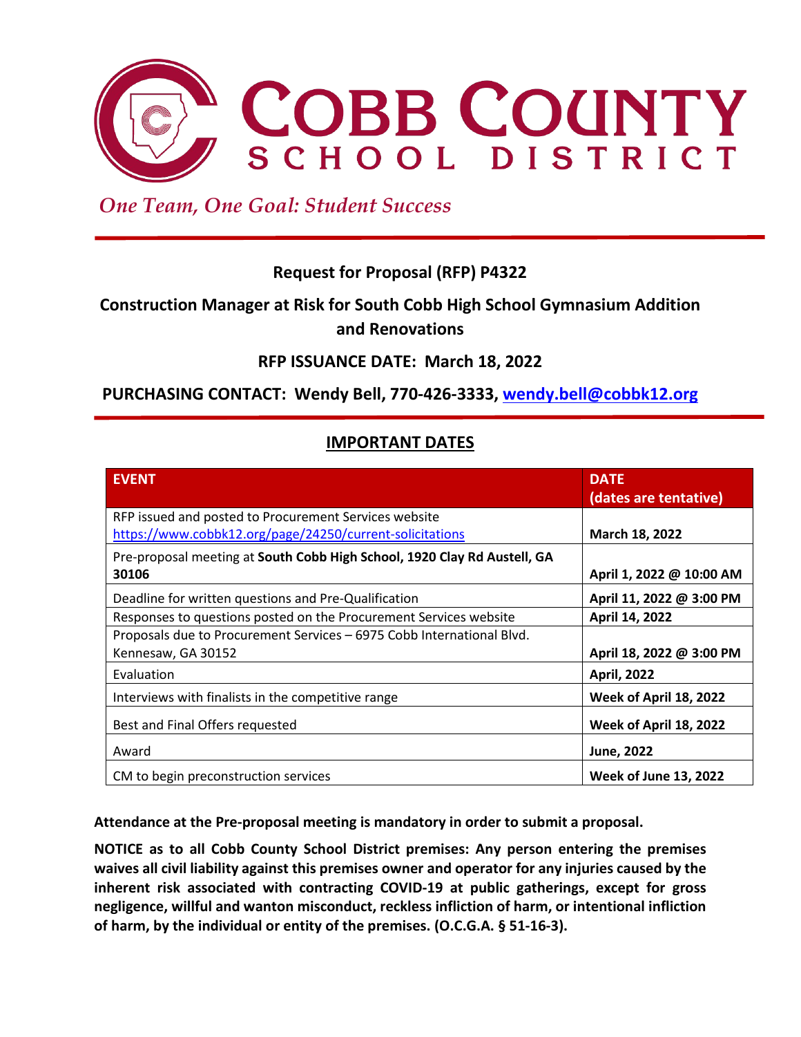# COBB COUNTY SCHOOL DISTRICT

*One Team, One Goal: Student Success*

## Request for Proposal (RFP) P4322

## Construction Manager at Risk for South Cobb High School Gymnasium Addition and Renovations

## RFP ISSUANCE DATE: March 18, 2022

## PURCHASING CONTACT: Wendy Bell, 770-426-3333, wendy.bell@cobbk12.org

## IMPORTANT DATES

| EVENT | DATE (dates are tentative) |
|---|---|
| RFP issued and posted to Procurement Services website https://www.cobbk12.org/page/24250/current-solicitations | **March 18, 2022** |
| Pre-proposal meeting at **South Cobb High School, 1920 Clay Rd Austell, GA 30106** | **April 1, 2022 @ 10:00 AM** |
| Deadline for written questions and Pre-Qualification | **April 11, 2022 @ 3:00 PM** |
| Responses to questions posted on the Procurement Services website | **April 14, 2022** |
| Proposals due to Procurement Services – 6975 Cobb International Blvd. Kennesaw, GA 30152 | **April 18, 2022 @ 3:00 PM** |
| Evaluation | **April, 2022** |
| Interviews with finalists in the competitive range | **Week of April 18, 2022** |
| Best and Final Offers requested | **Week of April 18, 2022** |
| Award | **June, 2022** |
| CM to begin preconstruction services | **Week of June 13, 2022** |

**Attendance at the Pre-proposal meeting is mandatory in order to submit a proposal.**

**NOTICE as to all Cobb County School District premises: Any person entering the premises waives all civil liability against this premises owner and operator for any injuries caused by the inherent risk associated with contracting COVID-19 at public gatherings, except for gross negligence, willful and wanton misconduct, reckless infliction of harm, or intentional infliction of harm, by the individual or entity of the premises. (O.C.G.A. § 51-16-3).**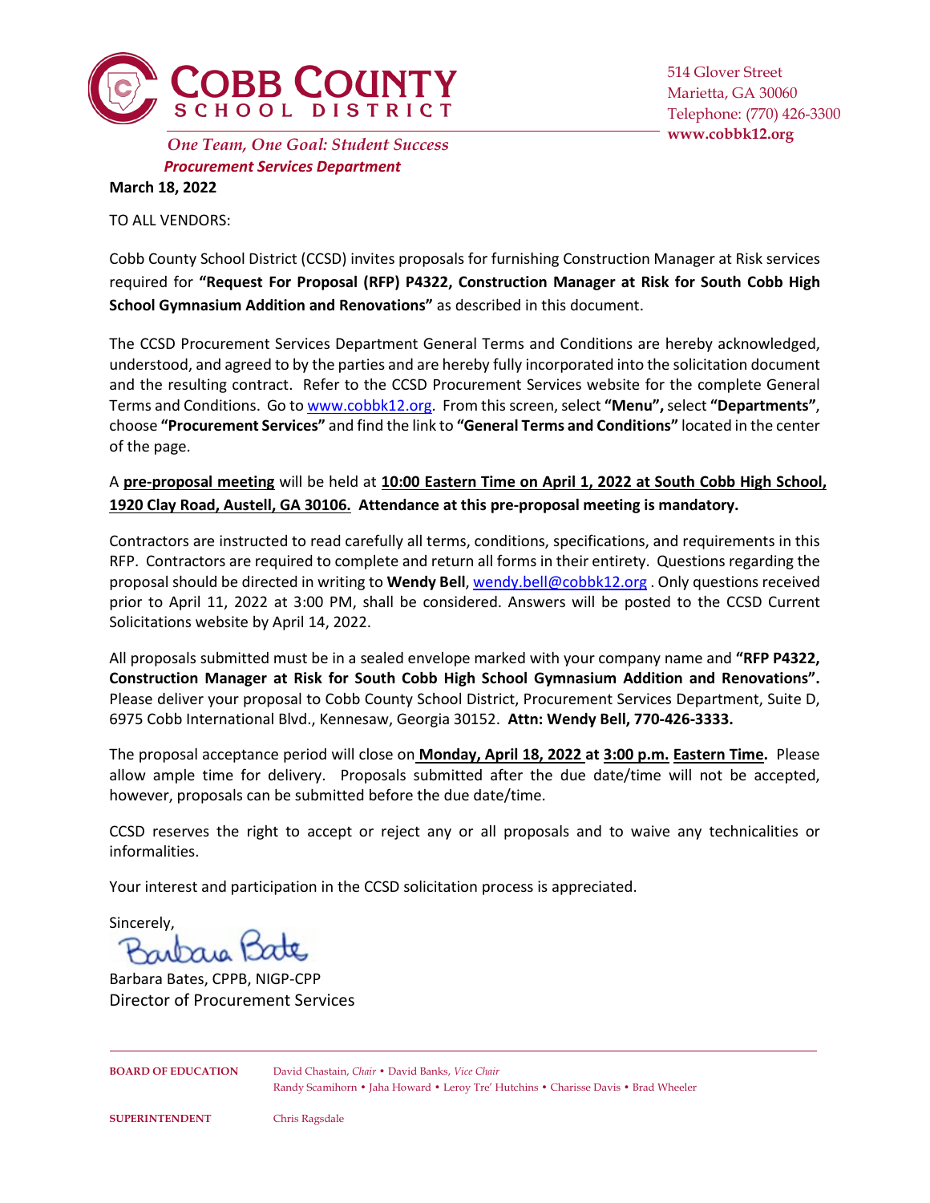**COBB COUNTY SCHOOL DISTRICT**

514 Glover Street
Marietta, GA 30060
Telephone: (770) 426-3300
**www.cobbk12.org**

*One Team, One Goal: Student Success*

***Procurement Services Department***

**March 18, 2022**

TO ALL VENDORS:

Cobb County School District (CCSD) invites proposals for furnishing Construction Manager at Risk services required for **"Request For Proposal (RFP) P4322, Construction Manager at Risk for South Cobb High School Gymnasium Addition and Renovations"** as described in this document.

The CCSD Procurement Services Department General Terms and Conditions are hereby acknowledged, understood, and agreed to by the parties and are hereby fully incorporated into the solicitation document and the resulting contract. Refer to the CCSD Procurement Services website for the complete General Terms and Conditions. Go to www.cobbk12.org. From this screen, select **"Menu",** select **"Departments"**, choose **"Procurement Services"** and find the link to **"General Terms and Conditions"** located in the center of the page.

A **pre-proposal meeting** will be held at **10:00 Eastern Time on April 1, 2022 at South Cobb High School, 1920 Clay Road, Austell, GA 30106. Attendance at this pre-proposal meeting is mandatory.**

Contractors are instructed to read carefully all terms, conditions, specifications, and requirements in this RFP. Contractors are required to complete and return all forms in their entirety. Questions regarding the proposal should be directed in writing to **Wendy Bell**, wendy.bell@cobbk12.org . Only questions received prior to April 11, 2022 at 3:00 PM, shall be considered. Answers will be posted to the CCSD Current Solicitations website by April 14, 2022.

All proposals submitted must be in a sealed envelope marked with your company name and **"RFP P4322, Construction Manager at Risk for South Cobb High School Gymnasium Addition and Renovations".** Please deliver your proposal to Cobb County School District, Procurement Services Department, Suite D, 6975 Cobb International Blvd., Kennesaw, Georgia 30152. **Attn: Wendy Bell, 770-426-3333.**

The proposal acceptance period will close on **Monday, April 18, 2022 at 3:00 p.m. Eastern Time.** Please allow ample time for delivery. Proposals submitted after the due date/time will not be accepted, however, proposals can be submitted before the due date/time.

CCSD reserves the right to accept or reject any or all proposals and to waive any technicalities or informalities.

Your interest and participation in the CCSD solicitation process is appreciated.

Sincerely,

Barbara Bates

Barbara Bates, CPPB, NIGP-CPP
Director of Procurement Services

**BOARD OF EDUCATION** David Chastain, *Chair* • David Banks, *Vice Chair*
Randy Scamihorn • Jaha Howard • Leroy Tre' Hutchins • Charisse Davis • Brad Wheeler

**SUPERINTENDENT** Chris Ragsdale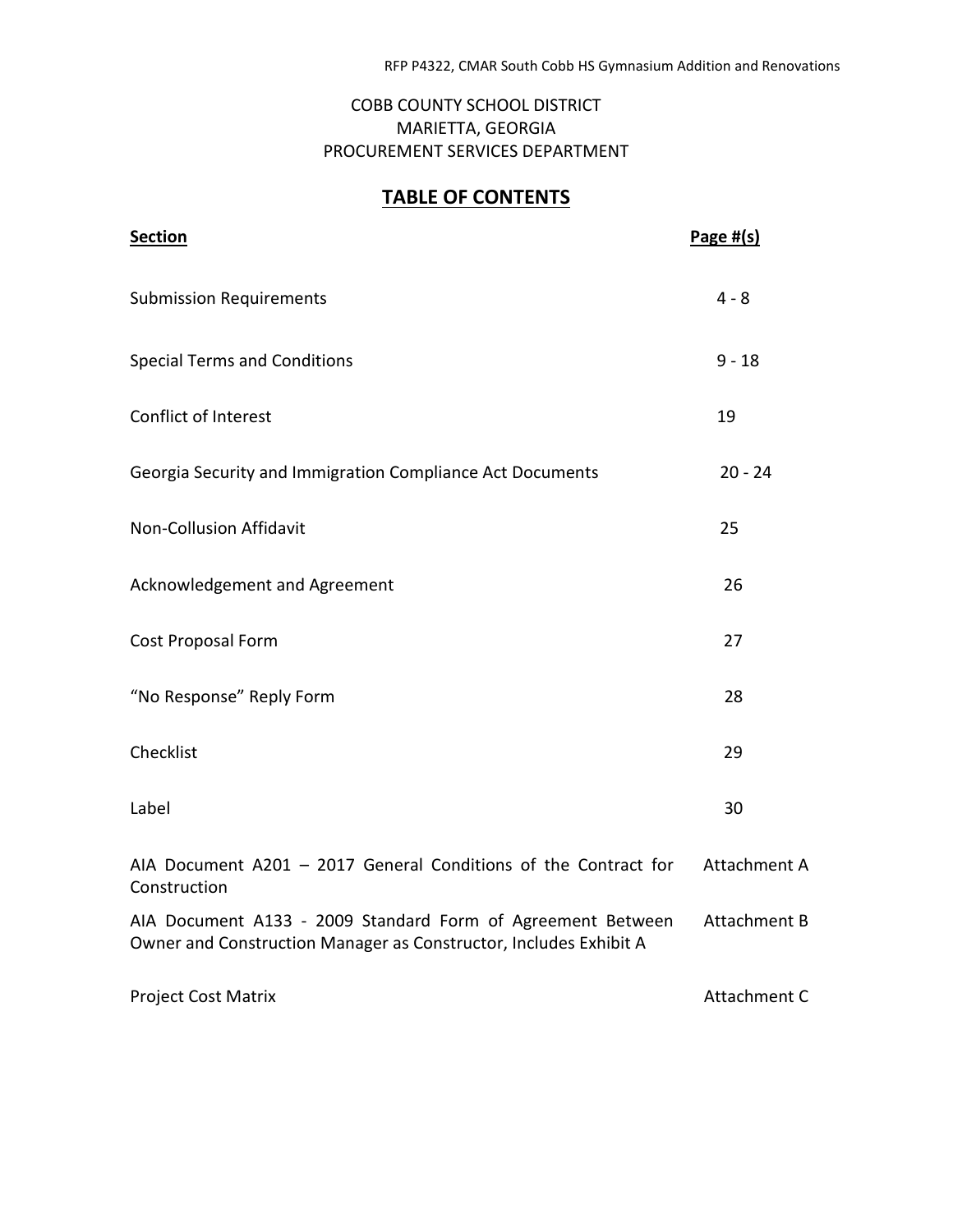COBB COUNTY SCHOOL DISTRICT
MARIETTA, GEORGIA
PROCUREMENT SERVICES DEPARTMENT

# TABLE OF CONTENTS

| Section | Page #(s) |
|---|---|
| Submission Requirements | 4 - 8 |
| Special Terms and Conditions | 9 - 18 |
| Conflict of Interest | 19 |
| Georgia Security and Immigration Compliance Act Documents | 20 - 24 |
| Non-Collusion Affidavit | 25 |
| Acknowledgement and Agreement | 26 |
| Cost Proposal Form | 27 |
| "No Response" Reply Form | 28 |
| Checklist | 29 |
| Label | 30 |
| AIA Document A201 – 2017 General Conditions of the Contract for Construction | Attachment A |
| AIA Document A133 - 2009 Standard Form of Agreement Between Owner and Construction Manager as Constructor, Includes Exhibit A | Attachment B |
| Project Cost Matrix | Attachment C |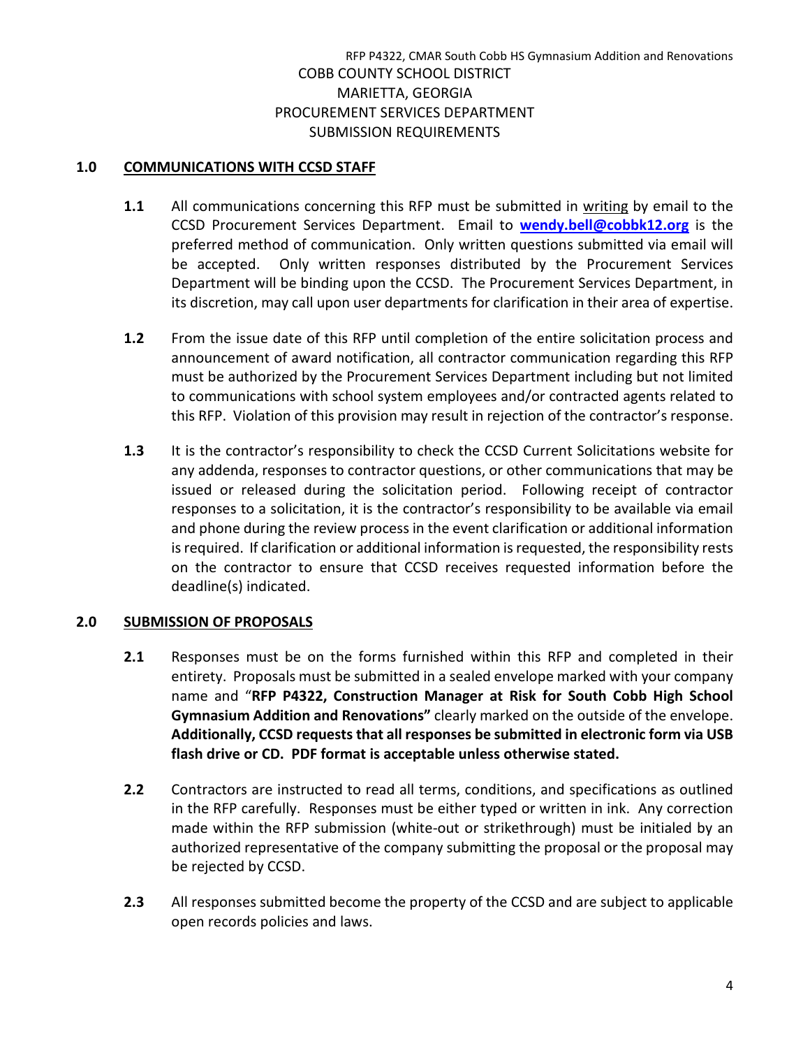RFP P4322, CMAR South Cobb HS Gymnasium Addition and Renovations

COBB COUNTY SCHOOL DISTRICT
MARIETTA, GEORGIA
PROCUREMENT SERVICES DEPARTMENT
SUBMISSION REQUIREMENTS

## 1.0 COMMUNICATIONS WITH CCSD STAFF

**1.1** All communications concerning this RFP must be submitted in writing by email to the CCSD Procurement Services Department. Email to **wendy.bell@cobbk12.org** is the preferred method of communication. Only written questions submitted via email will be accepted. Only written responses distributed by the Procurement Services Department will be binding upon the CCSD. The Procurement Services Department, in its discretion, may call upon user departments for clarification in their area of expertise.

**1.2** From the issue date of this RFP until completion of the entire solicitation process and announcement of award notification, all contractor communication regarding this RFP must be authorized by the Procurement Services Department including but not limited to communications with school system employees and/or contracted agents related to this RFP. Violation of this provision may result in rejection of the contractor's response.

**1.3** It is the contractor's responsibility to check the CCSD Current Solicitations website for any addenda, responses to contractor questions, or other communications that may be issued or released during the solicitation period. Following receipt of contractor responses to a solicitation, it is the contractor's responsibility to be available via email and phone during the review process in the event clarification or additional information is required. If clarification or additional information is requested, the responsibility rests on the contractor to ensure that CCSD receives requested information before the deadline(s) indicated.

## 2.0 SUBMISSION OF PROPOSALS

**2.1** Responses must be on the forms furnished within this RFP and completed in their entirety. Proposals must be submitted in a sealed envelope marked with your company name and "**RFP P4322, Construction Manager at Risk for South Cobb High School Gymnasium Addition and Renovations"** clearly marked on the outside of the envelope. **Additionally, CCSD requests that all responses be submitted in electronic form via USB flash drive or CD. PDF format is acceptable unless otherwise stated.**

**2.2** Contractors are instructed to read all terms, conditions, and specifications as outlined in the RFP carefully. Responses must be either typed or written in ink. Any correction made within the RFP submission (white-out or strikethrough) must be initialed by an authorized representative of the company submitting the proposal or the proposal may be rejected by CCSD.

**2.3** All responses submitted become the property of the CCSD and are subject to applicable open records policies and laws.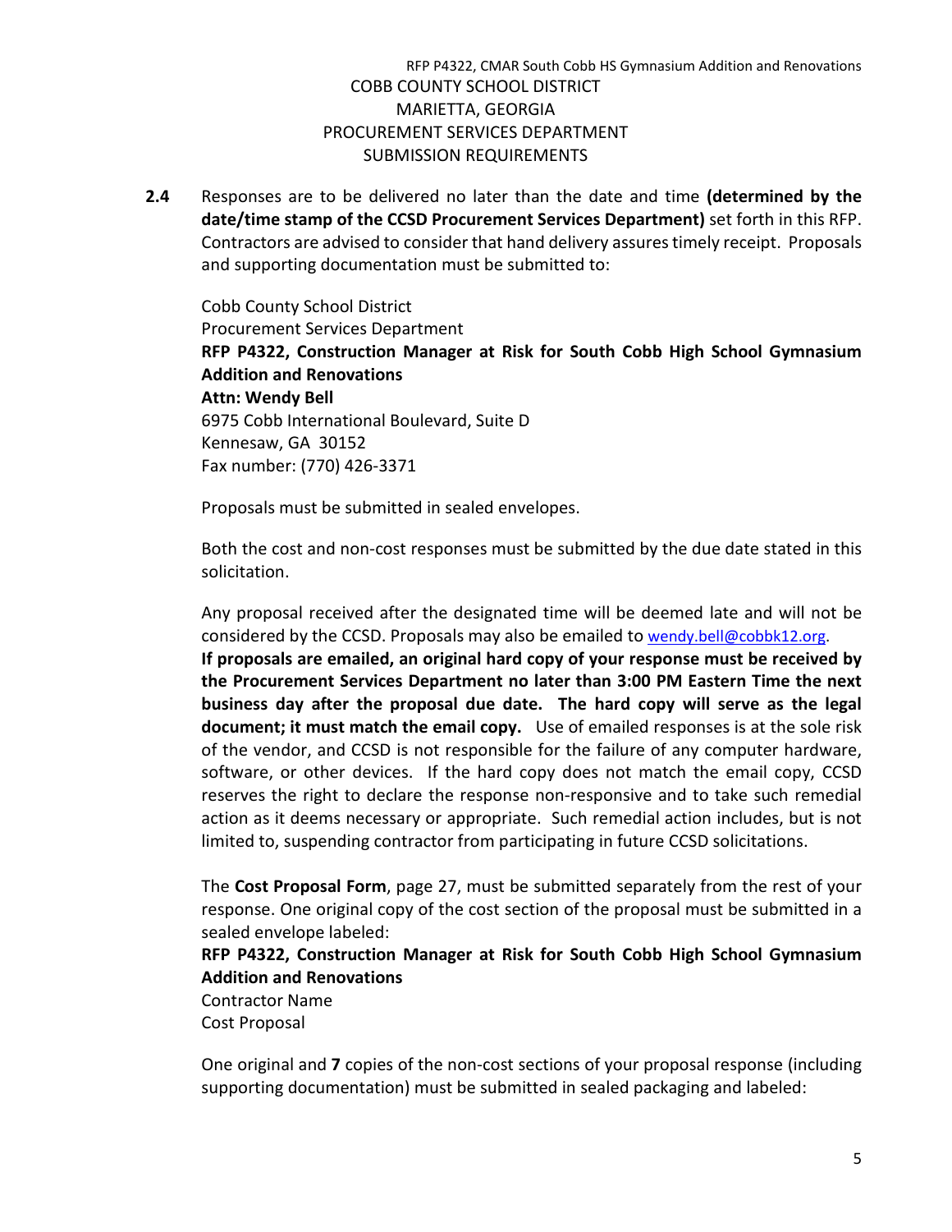**2.4** Responses are to be delivered no later than the date and time **(determined by the date/time stamp of the CCSD Procurement Services Department)** set forth in this RFP. Contractors are advised to consider that hand delivery assures timely receipt. Proposals and supporting documentation must be submitted to:

Cobb County School District
Procurement Services Department
**RFP P4322, Construction Manager at Risk for South Cobb High School Gymnasium Addition and Renovations**
**Attn: Wendy Bell**
6975 Cobb International Boulevard, Suite D
Kennesaw, GA 30152
Fax number: (770) 426-3371

Proposals must be submitted in sealed envelopes.

Both the cost and non-cost responses must be submitted by the due date stated in this solicitation.

Any proposal received after the designated time will be deemed late and will not be considered by the CCSD. Proposals may also be emailed to wendy.bell@cobbk12.org. **If proposals are emailed, an original hard copy of your response must be received by the Procurement Services Department no later than 3:00 PM Eastern Time the next business day after the proposal due date. The hard copy will serve as the legal document; it must match the email copy.** Use of emailed responses is at the sole risk of the vendor, and CCSD is not responsible for the failure of any computer hardware, software, or other devices. If the hard copy does not match the email copy, CCSD reserves the right to declare the response non-responsive and to take such remedial action as it deems necessary or appropriate. Such remedial action includes, but is not limited to, suspending contractor from participating in future CCSD solicitations.

The **Cost Proposal Form**, page 27, must be submitted separately from the rest of your response. One original copy of the cost section of the proposal must be submitted in a sealed envelope labeled:

**RFP P4322, Construction Manager at Risk for South Cobb High School Gymnasium Addition and Renovations**
Contractor Name
Cost Proposal

One original and **7** copies of the non-cost sections of your proposal response (including supporting documentation) must be submitted in sealed packaging and labeled: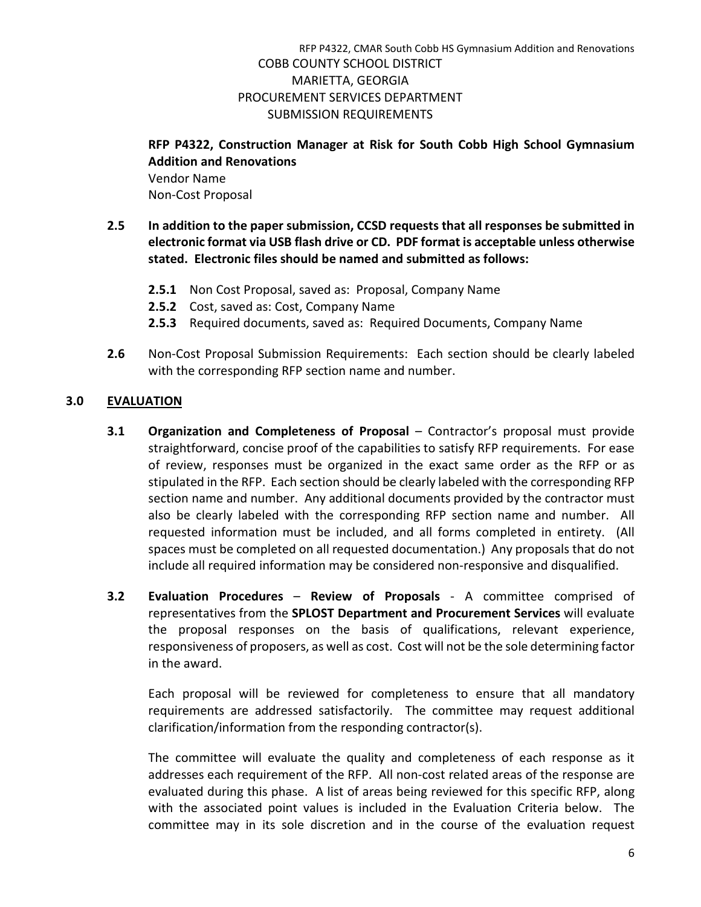**RFP P4322, Construction Manager at Risk for South Cobb High School Gymnasium Addition and Renovations**
Vendor Name
Non-Cost Proposal

**2.5 In addition to the paper submission, CCSD requests that all responses be submitted in electronic format via USB flash drive or CD. PDF format is acceptable unless otherwise stated. Electronic files should be named and submitted as follows:**

- **2.5.1** Non Cost Proposal, saved as: Proposal, Company Name
- **2.5.2** Cost, saved as: Cost, Company Name
- **2.5.3** Required documents, saved as: Required Documents, Company Name

**2.6** Non-Cost Proposal Submission Requirements: Each section should be clearly labeled with the corresponding RFP section name and number.

## 3.0 EVALUATION

**3.1 Organization and Completeness of Proposal** – Contractor's proposal must provide straightforward, concise proof of the capabilities to satisfy RFP requirements. For ease of review, responses must be organized in the exact same order as the RFP or as stipulated in the RFP. Each section should be clearly labeled with the corresponding RFP section name and number. Any additional documents provided by the contractor must also be clearly labeled with the corresponding RFP section name and number. All requested information must be included, and all forms completed in entirety. (All spaces must be completed on all requested documentation.) Any proposals that do not include all required information may be considered non-responsive and disqualified.

**3.2 Evaluation Procedures** – **Review of Proposals** - A committee comprised of representatives from the **SPLOST Department and Procurement Services** will evaluate the proposal responses on the basis of qualifications, relevant experience, responsiveness of proposers, as well as cost. Cost will not be the sole determining factor in the award.

Each proposal will be reviewed for completeness to ensure that all mandatory requirements are addressed satisfactorily. The committee may request additional clarification/information from the responding contractor(s).

The committee will evaluate the quality and completeness of each response as it addresses each requirement of the RFP. All non-cost related areas of the response are evaluated during this phase. A list of areas being reviewed for this specific RFP, along with the associated point values is included in the Evaluation Criteria below. The committee may in its sole discretion and in the course of the evaluation request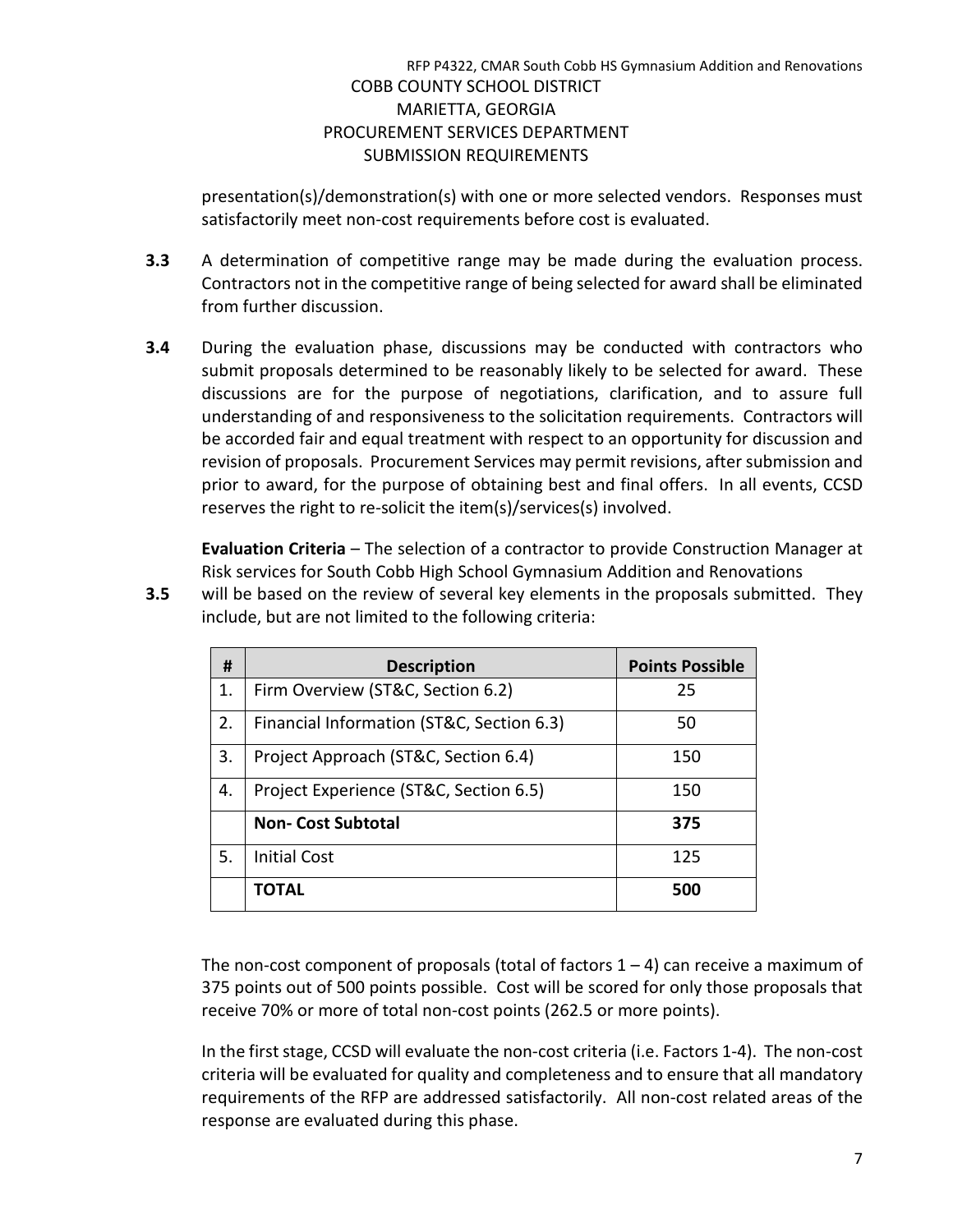presentation(s)/demonstration(s) with one or more selected vendors. Responses must satisfactorily meet non-cost requirements before cost is evaluated.

**3.3** A determination of competitive range may be made during the evaluation process. Contractors not in the competitive range of being selected for award shall be eliminated from further discussion.

**3.4** During the evaluation phase, discussions may be conducted with contractors who submit proposals determined to be reasonably likely to be selected for award. These discussions are for the purpose of negotiations, clarification, and to assure full understanding of and responsiveness to the solicitation requirements. Contractors will be accorded fair and equal treatment with respect to an opportunity for discussion and revision of proposals. Procurement Services may permit revisions, after submission and prior to award, for the purpose of obtaining best and final offers. In all events, CCSD reserves the right to re-solicit the item(s)/services(s) involved.

**3.5** **Evaluation Criteria** – The selection of a contractor to provide Construction Manager at Risk services for South Cobb High School Gymnasium Addition and Renovations will be based on the review of several key elements in the proposals submitted. They include, but are not limited to the following criteria:

| # | Description | Points Possible |
|---|---|---|
| 1. | Firm Overview (ST&C, Section 6.2) | 25 |
| 2. | Financial Information (ST&C, Section 6.3) | 50 |
| 3. | Project Approach (ST&C, Section 6.4) | 150 |
| 4. | Project Experience (ST&C, Section 6.5) | 150 |
| | **Non- Cost Subtotal** | **375** |
| 5. | Initial Cost | 125 |
| | **TOTAL** | **500** |

The non-cost component of proposals (total of factors 1 – 4) can receive a maximum of 375 points out of 500 points possible. Cost will be scored for only those proposals that receive 70% or more of total non-cost points (262.5 or more points).

In the first stage, CCSD will evaluate the non-cost criteria (i.e. Factors 1-4). The non-cost criteria will be evaluated for quality and completeness and to ensure that all mandatory requirements of the RFP are addressed satisfactorily. All non-cost related areas of the response are evaluated during this phase.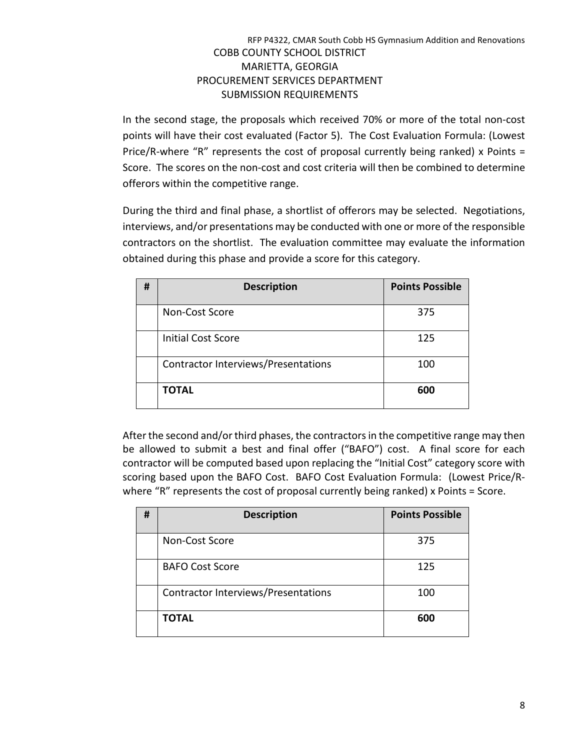In the second stage, the proposals which received 70% or more of the total non-cost points will have their cost evaluated (Factor 5). The Cost Evaluation Formula: (Lowest Price/R-where "R" represents the cost of proposal currently being ranked) x Points = Score. The scores on the non-cost and cost criteria will then be combined to determine offerors within the competitive range.

During the third and final phase, a shortlist of offerors may be selected. Negotiations, interviews, and/or presentations may be conducted with one or more of the responsible contractors on the shortlist. The evaluation committee may evaluate the information obtained during this phase and provide a score for this category.

| # | Description | Points Possible |
|---|---|---|
| | Non-Cost Score | 375 |
| | Initial Cost Score | 125 |
| | Contractor Interviews/Presentations | 100 |
| | **TOTAL** | **600** |

After the second and/or third phases, the contractors in the competitive range may then be allowed to submit a best and final offer ("BAFO") cost. A final score for each contractor will be computed based upon replacing the "Initial Cost" category score with scoring based upon the BAFO Cost. BAFO Cost Evaluation Formula: (Lowest Price/R-where "R" represents the cost of proposal currently being ranked) x Points = Score.

| # | Description | Points Possible |
|---|---|---|
| | Non-Cost Score | 375 |
| | BAFO Cost Score | 125 |
| | Contractor Interviews/Presentations | 100 |
| | **TOTAL** | **600** |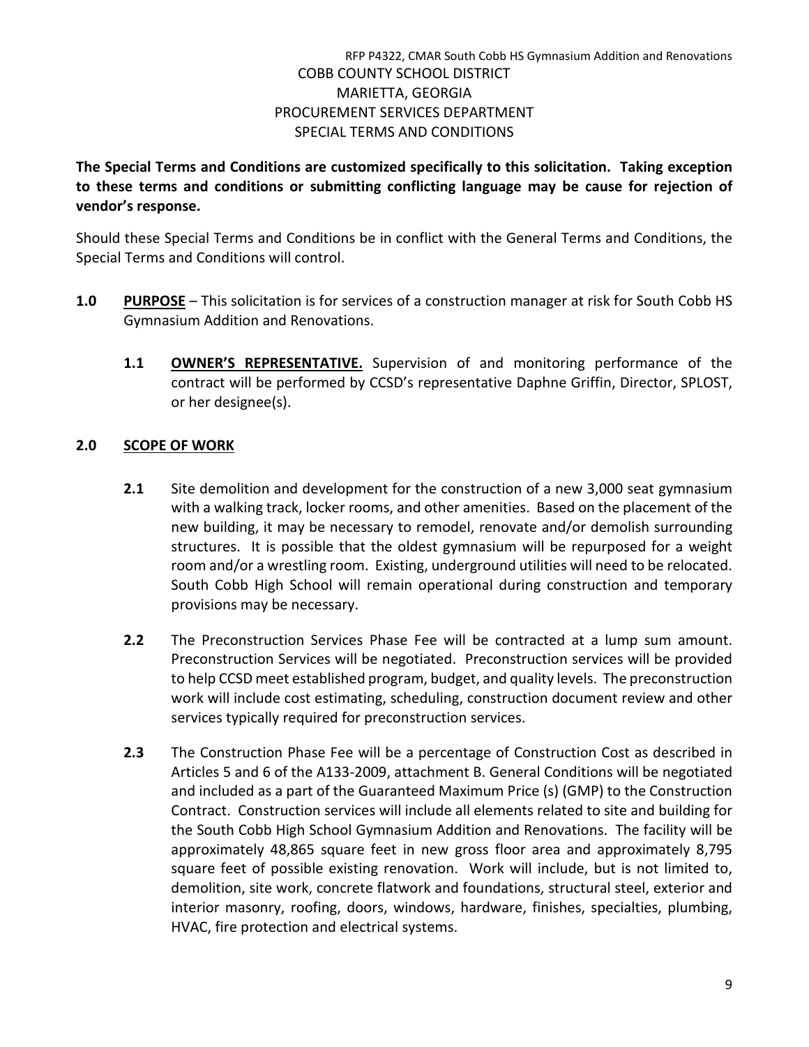COBB COUNTY SCHOOL DISTRICT
MARIETTA, GEORGIA
PROCUREMENT SERVICES DEPARTMENT
SPECIAL TERMS AND CONDITIONS

**The Special Terms and Conditions are customized specifically to this solicitation. Taking exception to these terms and conditions or submitting conflicting language may be cause for rejection of vendor's response.**

Should these Special Terms and Conditions be in conflict with the General Terms and Conditions, the Special Terms and Conditions will control.

**1.0** **PURPOSE** – This solicitation is for services of a construction manager at risk for South Cobb HS Gymnasium Addition and Renovations.

**1.1** **OWNER'S REPRESENTATIVE.** Supervision of and monitoring performance of the contract will be performed by CCSD's representative Daphne Griffin, Director, SPLOST, or her designee(s).

**2.0** **SCOPE OF WORK**

**2.1** Site demolition and development for the construction of a new 3,000 seat gymnasium with a walking track, locker rooms, and other amenities. Based on the placement of the new building, it may be necessary to remodel, renovate and/or demolish surrounding structures. It is possible that the oldest gymnasium will be repurposed for a weight room and/or a wrestling room. Existing, underground utilities will need to be relocated. South Cobb High School will remain operational during construction and temporary provisions may be necessary.

**2.2** The Preconstruction Services Phase Fee will be contracted at a lump sum amount. Preconstruction Services will be negotiated. Preconstruction services will be provided to help CCSD meet established program, budget, and quality levels. The preconstruction work will include cost estimating, scheduling, construction document review and other services typically required for preconstruction services.

**2.3** The Construction Phase Fee will be a percentage of Construction Cost as described in Articles 5 and 6 of the A133-2009, attachment B. General Conditions will be negotiated and included as a part of the Guaranteed Maximum Price (s) (GMP) to the Construction Contract. Construction services will include all elements related to site and building for the South Cobb High School Gymnasium Addition and Renovations. The facility will be approximately 48,865 square feet in new gross floor area and approximately 8,795 square feet of possible existing renovation. Work will include, but is not limited to, demolition, site work, concrete flatwork and foundations, structural steel, exterior and interior masonry, roofing, doors, windows, hardware, finishes, specialties, plumbing, HVAC, fire protection and electrical systems.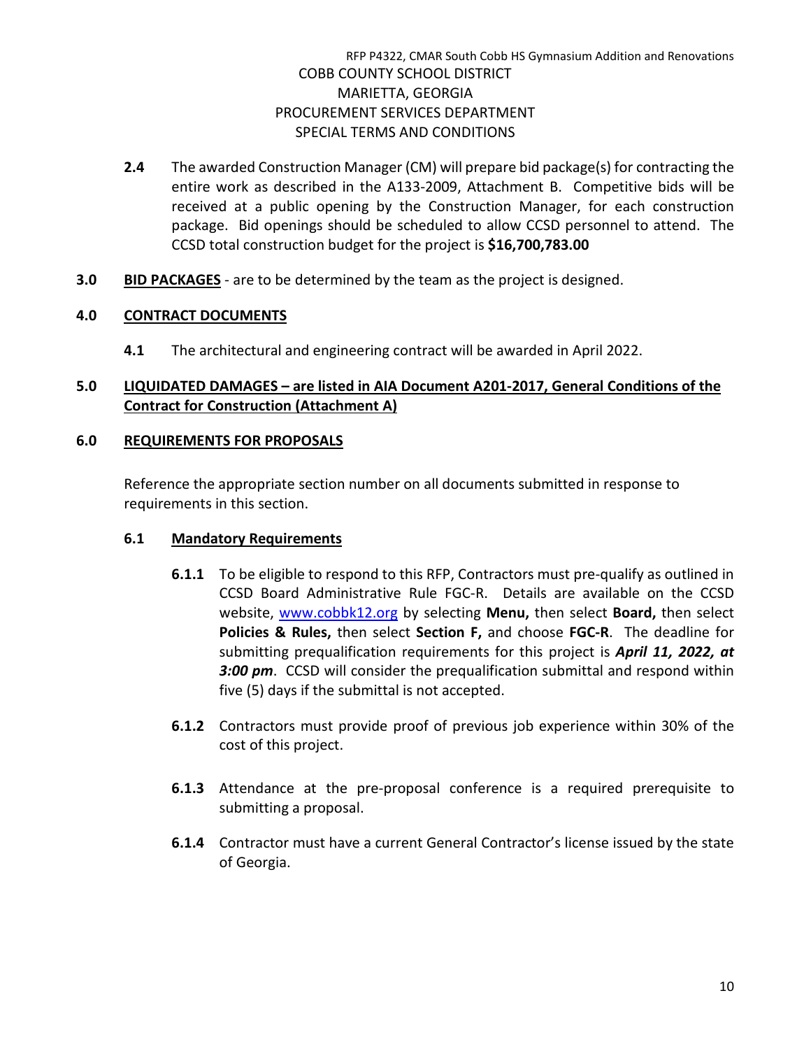**2.4** The awarded Construction Manager (CM) will prepare bid package(s) for contracting the entire work as described in the A133-2009, Attachment B. Competitive bids will be received at a public opening by the Construction Manager, for each construction package. Bid openings should be scheduled to allow CCSD personnel to attend. The CCSD total construction budget for the project is **$16,700,783.00**

**3.0** **BID PACKAGES** - are to be determined by the team as the project is designed.

**4.0** **CONTRACT DOCUMENTS**

**4.1** The architectural and engineering contract will be awarded in April 2022.

**5.0** **LIQUIDATED DAMAGES – are listed in AIA Document A201-2017, General Conditions of the Contract for Construction (Attachment A)**

**6.0** **REQUIREMENTS FOR PROPOSALS**

Reference the appropriate section number on all documents submitted in response to requirements in this section.

**6.1** **Mandatory Requirements**

**6.1.1** To be eligible to respond to this RFP, Contractors must pre-qualify as outlined in CCSD Board Administrative Rule FGC-R. Details are available on the CCSD website, www.cobbk12.org by selecting **Menu,** then select **Board,** then select **Policies & Rules,** then select **Section F,** and choose **FGC-R**. The deadline for submitting prequalification requirements for this project is ***April 11, 2022, at 3:00 pm***. CCSD will consider the prequalification submittal and respond within five (5) days if the submittal is not accepted.

**6.1.2** Contractors must provide proof of previous job experience within 30% of the cost of this project.

**6.1.3** Attendance at the pre-proposal conference is a required prerequisite to submitting a proposal.

**6.1.4** Contractor must have a current General Contractor's license issued by the state of Georgia.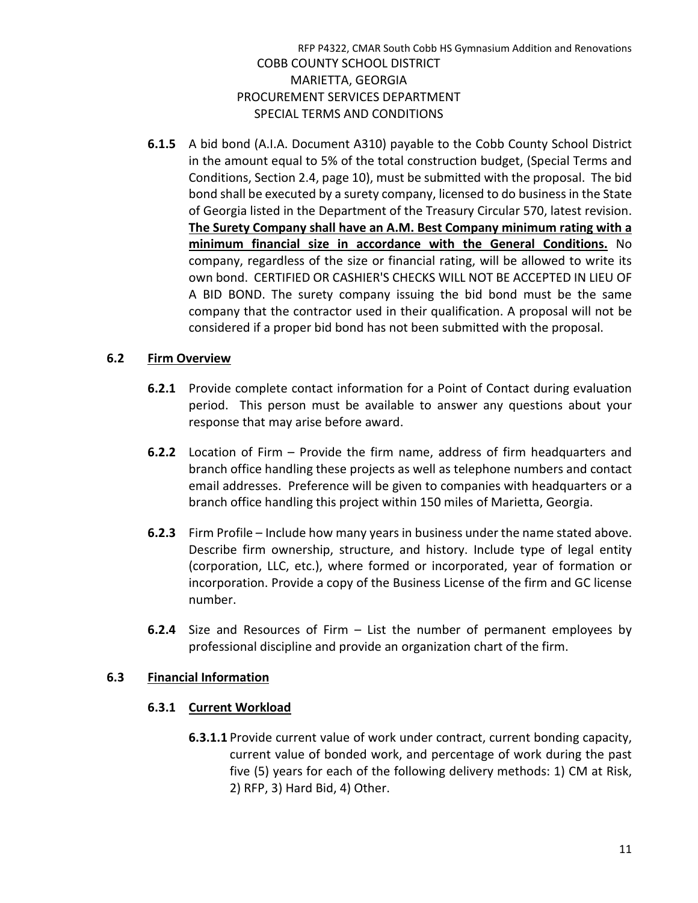**6.1.5** A bid bond (A.I.A. Document A310) payable to the Cobb County School District in the amount equal to 5% of the total construction budget, (Special Terms and Conditions, Section 2.4, page 10), must be submitted with the proposal. The bid bond shall be executed by a surety company, licensed to do business in the State of Georgia listed in the Department of the Treasury Circular 570, latest revision. **<u>The Surety Company shall have an A.M. Best Company minimum rating with a minimum financial size in accordance with the General Conditions.</u>** No company, regardless of the size or financial rating, will be allowed to write its own bond. CERTIFIED OR CASHIER'S CHECKS WILL NOT BE ACCEPTED IN LIEU OF A BID BOND. The surety company issuing the bid bond must be the same company that the contractor used in their qualification. A proposal will not be considered if a proper bid bond has not been submitted with the proposal.

## 6.2 <u>Firm Overview</u>

**6.2.1** Provide complete contact information for a Point of Contact during evaluation period. This person must be available to answer any questions about your response that may arise before award.

**6.2.2** Location of Firm – Provide the firm name, address of firm headquarters and branch office handling these projects as well as telephone numbers and contact email addresses. Preference will be given to companies with headquarters or a branch office handling this project within 150 miles of Marietta, Georgia.

**6.2.3** Firm Profile – Include how many years in business under the name stated above. Describe firm ownership, structure, and history. Include type of legal entity (corporation, LLC, etc.), where formed or incorporated, year of formation or incorporation. Provide a copy of the Business License of the firm and GC license number.

**6.2.4** Size and Resources of Firm – List the number of permanent employees by professional discipline and provide an organization chart of the firm.

## 6.3 <u>Financial Information</u>

### 6.3.1 <u>Current Workload</u>

**6.3.1.1** Provide current value of work under contract, current bonding capacity, current value of bonded work, and percentage of work during the past five (5) years for each of the following delivery methods: 1) CM at Risk, 2) RFP, 3) Hard Bid, 4) Other.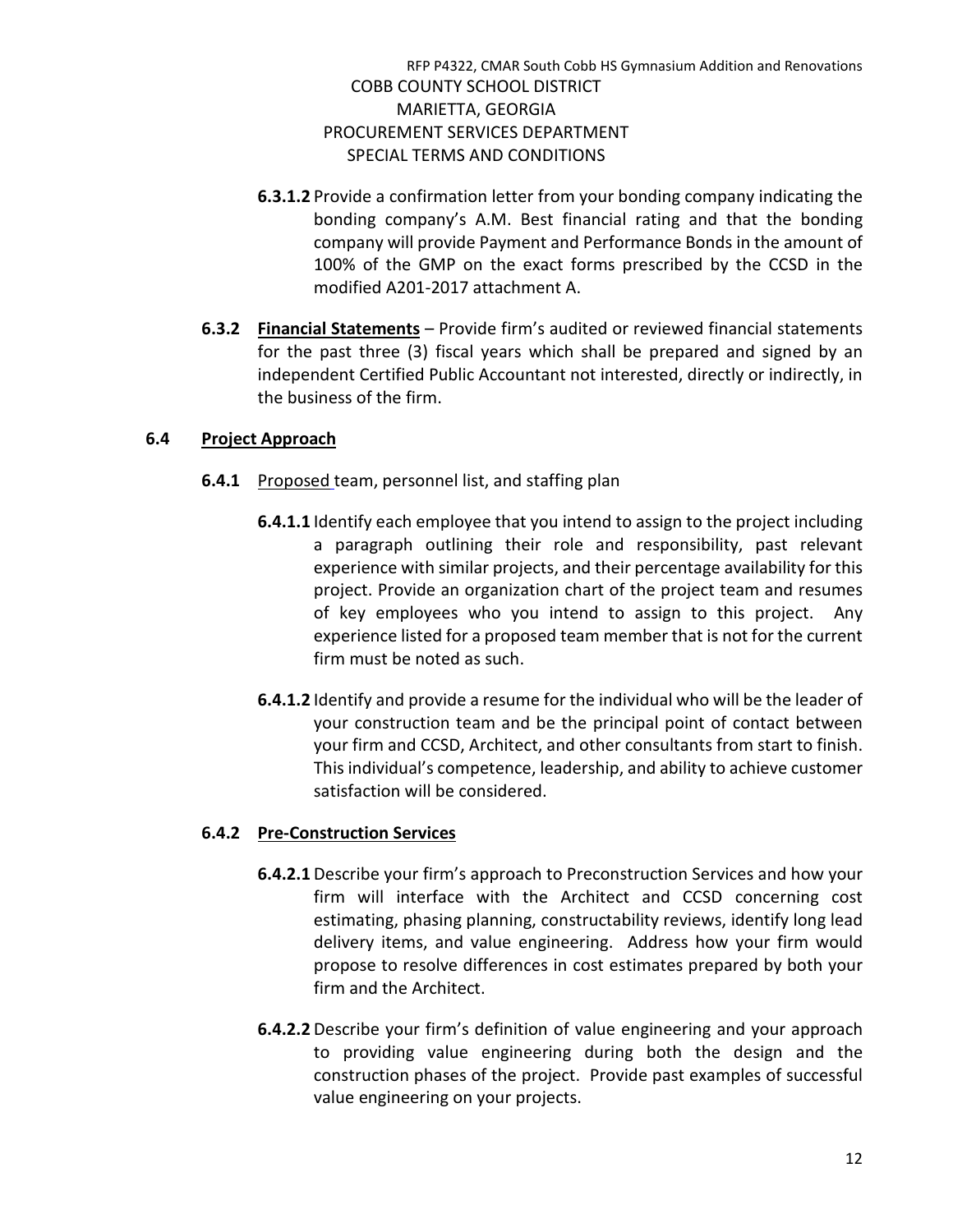**6.3.1.2** Provide a confirmation letter from your bonding company indicating the bonding company's A.M. Best financial rating and that the bonding company will provide Payment and Performance Bonds in the amount of 100% of the GMP on the exact forms prescribed by the CCSD in the modified A201-2017 attachment A.

**6.3.2** **Financial Statements** – Provide firm's audited or reviewed financial statements for the past three (3) fiscal years which shall be prepared and signed by an independent Certified Public Accountant not interested, directly or indirectly, in the business of the firm.

## 6.4 Project Approach

**6.4.1** Proposed team, personnel list, and staffing plan

**6.4.1.1** Identify each employee that you intend to assign to the project including a paragraph outlining their role and responsibility, past relevant experience with similar projects, and their percentage availability for this project. Provide an organization chart of the project team and resumes of key employees who you intend to assign to this project. Any experience listed for a proposed team member that is not for the current firm must be noted as such.

**6.4.1.2** Identify and provide a resume for the individual who will be the leader of your construction team and be the principal point of contact between your firm and CCSD, Architect, and other consultants from start to finish. This individual's competence, leadership, and ability to achieve customer satisfaction will be considered.

### 6.4.2 Pre-Construction Services

**6.4.2.1** Describe your firm's approach to Preconstruction Services and how your firm will interface with the Architect and CCSD concerning cost estimating, phasing planning, constructability reviews, identify long lead delivery items, and value engineering. Address how your firm would propose to resolve differences in cost estimates prepared by both your firm and the Architect.

**6.4.2.2** Describe your firm's definition of value engineering and your approach to providing value engineering during both the design and the construction phases of the project. Provide past examples of successful value engineering on your projects.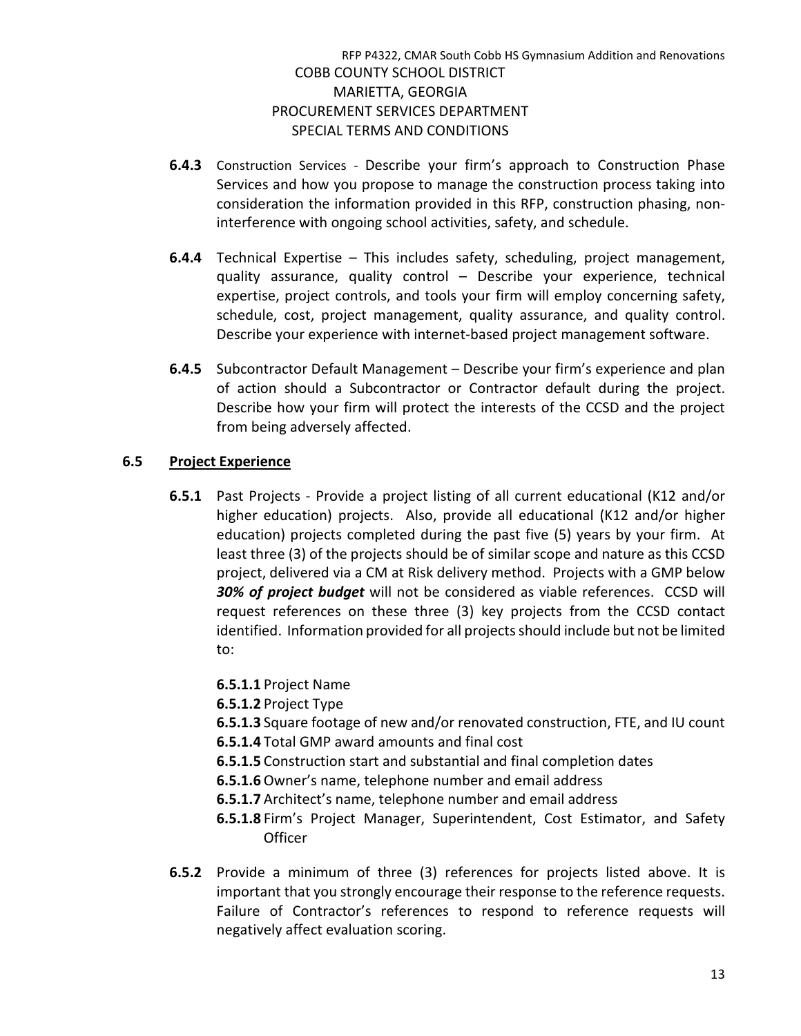**6.4.3** Construction Services - Describe your firm's approach to Construction Phase Services and how you propose to manage the construction process taking into consideration the information provided in this RFP, construction phasing, non-interference with ongoing school activities, safety, and schedule.

**6.4.4** Technical Expertise – This includes safety, scheduling, project management, quality assurance, quality control – Describe your experience, technical expertise, project controls, and tools your firm will employ concerning safety, schedule, cost, project management, quality assurance, and quality control. Describe your experience with internet-based project management software.

**6.4.5** Subcontractor Default Management – Describe your firm's experience and plan of action should a Subcontractor or Contractor default during the project. Describe how your firm will protect the interests of the CCSD and the project from being adversely affected.

## 6.5 <u>Project Experience</u>

**6.5.1** Past Projects - Provide a project listing of all current educational (K12 and/or higher education) projects. Also, provide all educational (K12 and/or higher education) projects completed during the past five (5) years by your firm. At least three (3) of the projects should be of similar scope and nature as this CCSD project, delivered via a CM at Risk delivery method. Projects with a GMP below ***30% of project budget*** will not be considered as viable references. CCSD will request references on these three (3) key projects from the CCSD contact identified. Information provided for all projects should include but not be limited to:

**6.5.1.1** Project Name
**6.5.1.2** Project Type
**6.5.1.3** Square footage of new and/or renovated construction, FTE, and IU count
**6.5.1.4** Total GMP award amounts and final cost
**6.5.1.5** Construction start and substantial and final completion dates
**6.5.1.6** Owner's name, telephone number and email address
**6.5.1.7** Architect's name, telephone number and email address
**6.5.1.8** Firm's Project Manager, Superintendent, Cost Estimator, and Safety Officer

**6.5.2** Provide a minimum of three (3) references for projects listed above. It is important that you strongly encourage their response to the reference requests. Failure of Contractor's references to respond to reference requests will negatively affect evaluation scoring.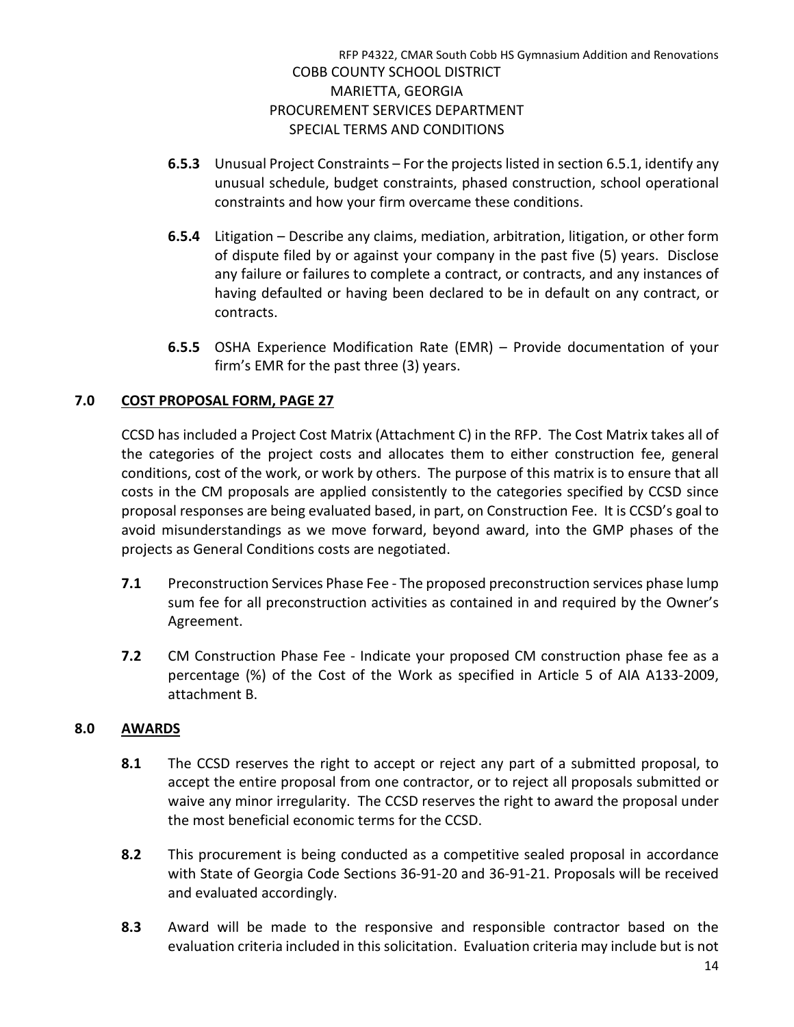**6.5.3** Unusual Project Constraints – For the projects listed in section 6.5.1, identify any unusual schedule, budget constraints, phased construction, school operational constraints and how your firm overcame these conditions.

**6.5.4** Litigation – Describe any claims, mediation, arbitration, litigation, or other form of dispute filed by or against your company in the past five (5) years. Disclose any failure or failures to complete a contract, or contracts, and any instances of having defaulted or having been declared to be in default on any contract, or contracts.

**6.5.5** OSHA Experience Modification Rate (EMR) – Provide documentation of your firm's EMR for the past three (3) years.

## 7.0 COST PROPOSAL FORM, PAGE 27

CCSD has included a Project Cost Matrix (Attachment C) in the RFP. The Cost Matrix takes all of the categories of the project costs and allocates them to either construction fee, general conditions, cost of the work, or work by others. The purpose of this matrix is to ensure that all costs in the CM proposals are applied consistently to the categories specified by CCSD since proposal responses are being evaluated based, in part, on Construction Fee. It is CCSD's goal to avoid misunderstandings as we move forward, beyond award, into the GMP phases of the projects as General Conditions costs are negotiated.

**7.1** Preconstruction Services Phase Fee - The proposed preconstruction services phase lump sum fee for all preconstruction activities as contained in and required by the Owner's Agreement.

**7.2** CM Construction Phase Fee - Indicate your proposed CM construction phase fee as a percentage (%) of the Cost of the Work as specified in Article 5 of AIA A133-2009, attachment B.

## 8.0 AWARDS

**8.1** The CCSD reserves the right to accept or reject any part of a submitted proposal, to accept the entire proposal from one contractor, or to reject all proposals submitted or waive any minor irregularity. The CCSD reserves the right to award the proposal under the most beneficial economic terms for the CCSD.

**8.2** This procurement is being conducted as a competitive sealed proposal in accordance with State of Georgia Code Sections 36-91-20 and 36-91-21. Proposals will be received and evaluated accordingly.

**8.3** Award will be made to the responsive and responsible contractor based on the evaluation criteria included in this solicitation. Evaluation criteria may include but is not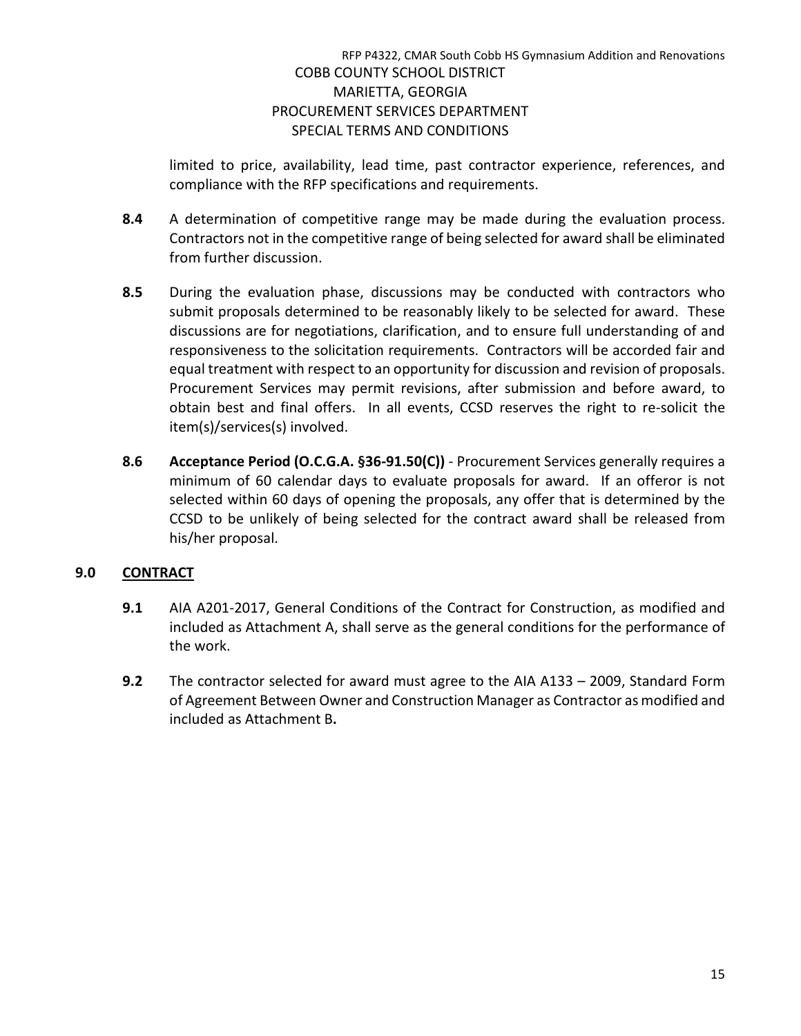limited to price, availability, lead time, past contractor experience, references, and compliance with the RFP specifications and requirements.

**8.4** A determination of competitive range may be made during the evaluation process. Contractors not in the competitive range of being selected for award shall be eliminated from further discussion.

**8.5** During the evaluation phase, discussions may be conducted with contractors who submit proposals determined to be reasonably likely to be selected for award. These discussions are for negotiations, clarification, and to ensure full understanding of and responsiveness to the solicitation requirements. Contractors will be accorded fair and equal treatment with respect to an opportunity for discussion and revision of proposals. Procurement Services may permit revisions, after submission and before award, to obtain best and final offers. In all events, CCSD reserves the right to re-solicit the item(s)/services(s) involved.

**8.6** **Acceptance Period (O.C.G.A. §36-91.50(C))** - Procurement Services generally requires a minimum of 60 calendar days to evaluate proposals for award. If an offeror is not selected within 60 days of opening the proposals, any offer that is determined by the CCSD to be unlikely of being selected for the contract award shall be released from his/her proposal.

## 9.0 CONTRACT

**9.1** AIA A201-2017, General Conditions of the Contract for Construction, as modified and included as Attachment A, shall serve as the general conditions for the performance of the work.

**9.2** The contractor selected for award must agree to the AIA A133 – 2009, Standard Form of Agreement Between Owner and Construction Manager as Contractor as modified and included as Attachment B**.**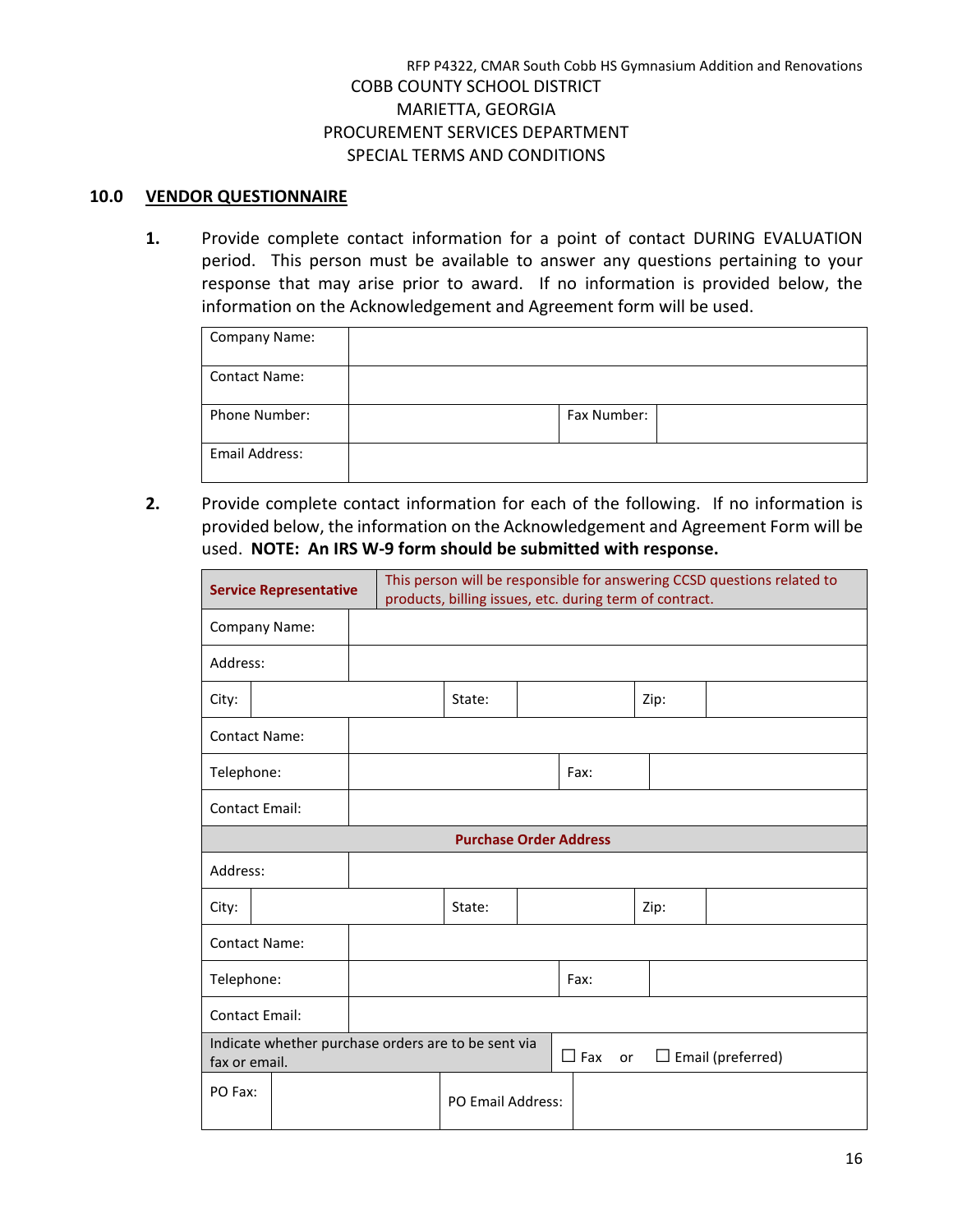RFP P4322, CMAR South Cobb HS Gymnasium Addition and Renovations

COBB COUNTY SCHOOL DISTRICT
MARIETTA, GEORGIA
PROCUREMENT SERVICES DEPARTMENT
SPECIAL TERMS AND CONDITIONS

## 10.0 VENDOR QUESTIONNAIRE

**1.** Provide complete contact information for a point of contact DURING EVALUATION period. This person must be available to answer any questions pertaining to your response that may arise prior to award. If no information is provided below, the information on the Acknowledgement and Agreement form will be used.

| | | | |
|---|---|---|---|
| Company Name: | | | |
| Contact Name: | | | |
| Phone Number: | | Fax Number: | |
| Email Address: | | | |

**2.** Provide complete contact information for each of the following. If no information is provided below, the information on the Acknowledgement and Agreement Form will be used. **NOTE: An IRS W-9 form should be submitted with response.**

| **Service Representative** | This person will be responsible for answering CCSD questions related to products, billing issues, etc. during term of contract. | | | | |
|---|---|---|---|---|---|
| Company Name: | | | | | |
| Address: | | | | | |
| City: | | State: | | Zip: | |
| Contact Name: | | | | | |
| Telephone: | | Fax: | | | |
| Contact Email: | | | | | |
| **Purchase Order Address** | | | | | |
| Address: | | | | | |
| City: | | State: | | Zip: | |
| Contact Name: | | | | | |
| Telephone: | | Fax: | | | |
| Contact Email: | | | | | |
| Indicate whether purchase orders are to be sent via fax or email. | | ☐ Fax or ☐ Email (preferred) | | | |
| PO Fax: | | PO Email Address: | | | |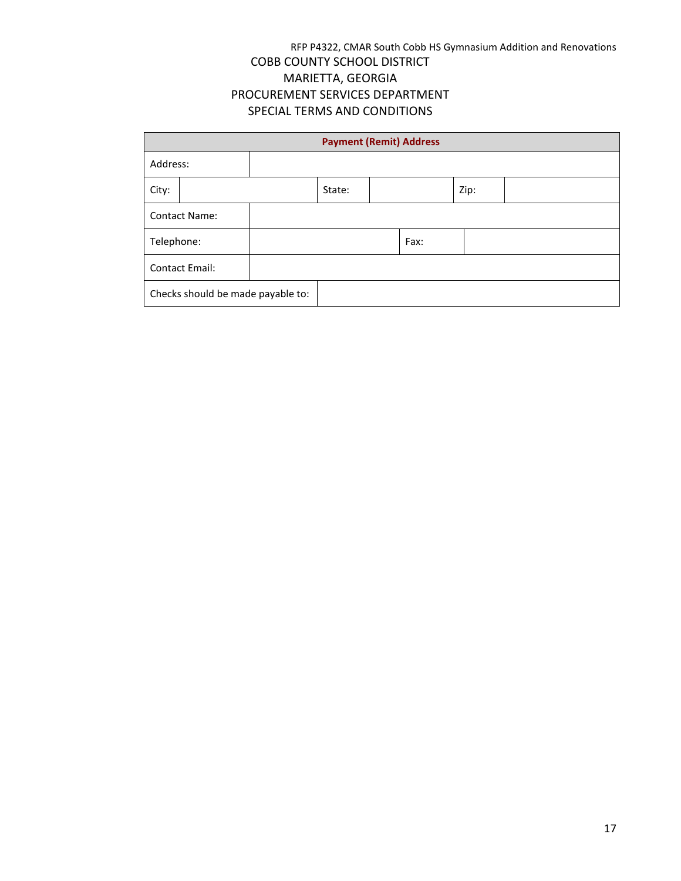RFP P4322, CMAR South Cobb HS Gymnasium Addition and Renovations

COBB COUNTY SCHOOL DISTRICT
MARIETTA, GEORGIA
PROCUREMENT SERVICES DEPARTMENT
SPECIAL TERMS AND CONDITIONS

| **Payment (Remit) Address** | | | | | |
|---|---|---|---|---|---|
| Address: | | | | | |
| City: | | State: | | Zip: | |
| Contact Name: | | | | | |
| Telephone: | | Fax: | | | |
| Contact Email: | | | | | |
| Checks should be made payable to: | | | | | |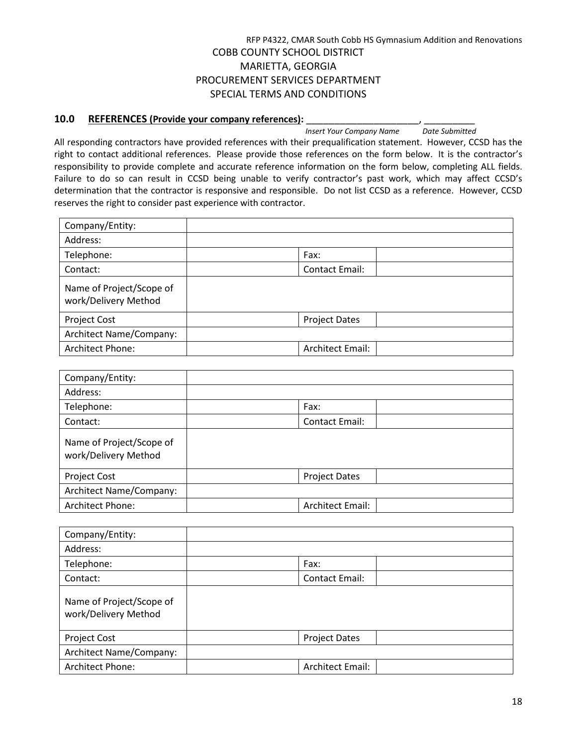RFP P4322, CMAR South Cobb HS Gymnasium Addition and Renovations

COBB COUNTY SCHOOL DISTRICT
MARIETTA, GEORGIA
PROCUREMENT SERVICES DEPARTMENT
SPECIAL TERMS AND CONDITIONS

### 10.0 REFERENCES (Provide your company references): ______________________, __________

*Insert Your Company Name* *Date Submitted*

All responding contractors have provided references with their prequalification statement. However, CCSD has the right to contact additional references. Please provide those references on the form below. It is the contractor's responsibility to provide complete and accurate reference information on the form below, completing ALL fields. Failure to do so can result in CCSD being unable to verify contractor's past work, which may affect CCSD's determination that the contractor is responsive and responsible. Do not list CCSD as a reference. However, CCSD reserves the right to consider past experience with contractor.

| Company/Entity: | | | |
|---|---|---|---|
| Address: | | | |
| Telephone: | | Fax: | |
| Contact: | | Contact Email: | |
| Name of Project/Scope of work/Delivery Method | | | |
| Project Cost | | Project Dates | |
| Architect Name/Company: | | | |
| Architect Phone: | | Architect Email: | |

| Company/Entity: | | | |
|---|---|---|---|
| Address: | | | |
| Telephone: | | Fax: | |
| Contact: | | Contact Email: | |
| Name of Project/Scope of work/Delivery Method | | | |
| Project Cost | | Project Dates | |
| Architect Name/Company: | | | |
| Architect Phone: | | Architect Email: | |

| Company/Entity: | | | |
|---|---|---|---|
| Address: | | | |
| Telephone: | | Fax: | |
| Contact: | | Contact Email: | |
| Name of Project/Scope of work/Delivery Method | | | |
| Project Cost | | Project Dates | |
| Architect Name/Company: | | | |
| Architect Phone: | | Architect Email: | |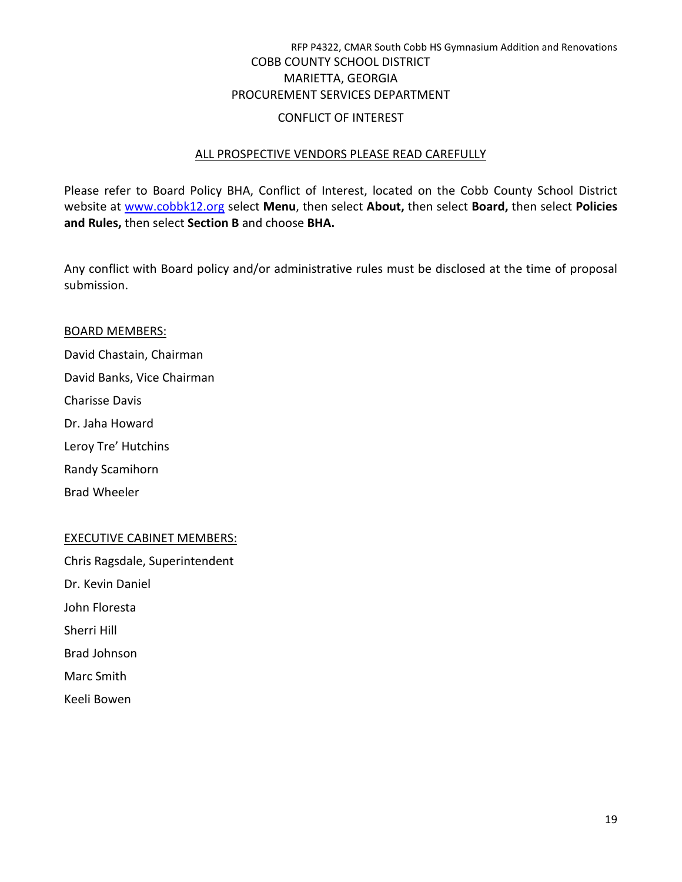COBB COUNTY SCHOOL DISTRICT
MARIETTA, GEORGIA
PROCUREMENT SERVICES DEPARTMENT

# CONFLICT OF INTEREST

## ALL PROSPECTIVE VENDORS PLEASE READ CAREFULLY

Please refer to Board Policy BHA, Conflict of Interest, located on the Cobb County School District website at www.cobbk12.org select **Menu**, then select **About,** then select **Board,** then select **Policies and Rules,** then select **Section B** and choose **BHA.**

Any conflict with Board policy and/or administrative rules must be disclosed at the time of proposal submission.

BOARD MEMBERS:

David Chastain, Chairman

David Banks, Vice Chairman

Charisse Davis

Dr. Jaha Howard

Leroy Tre' Hutchins

Randy Scamihorn

Brad Wheeler

EXECUTIVE CABINET MEMBERS:

Chris Ragsdale, Superintendent

Dr. Kevin Daniel

John Floresta

Sherri Hill

Brad Johnson

Marc Smith

Keeli Bowen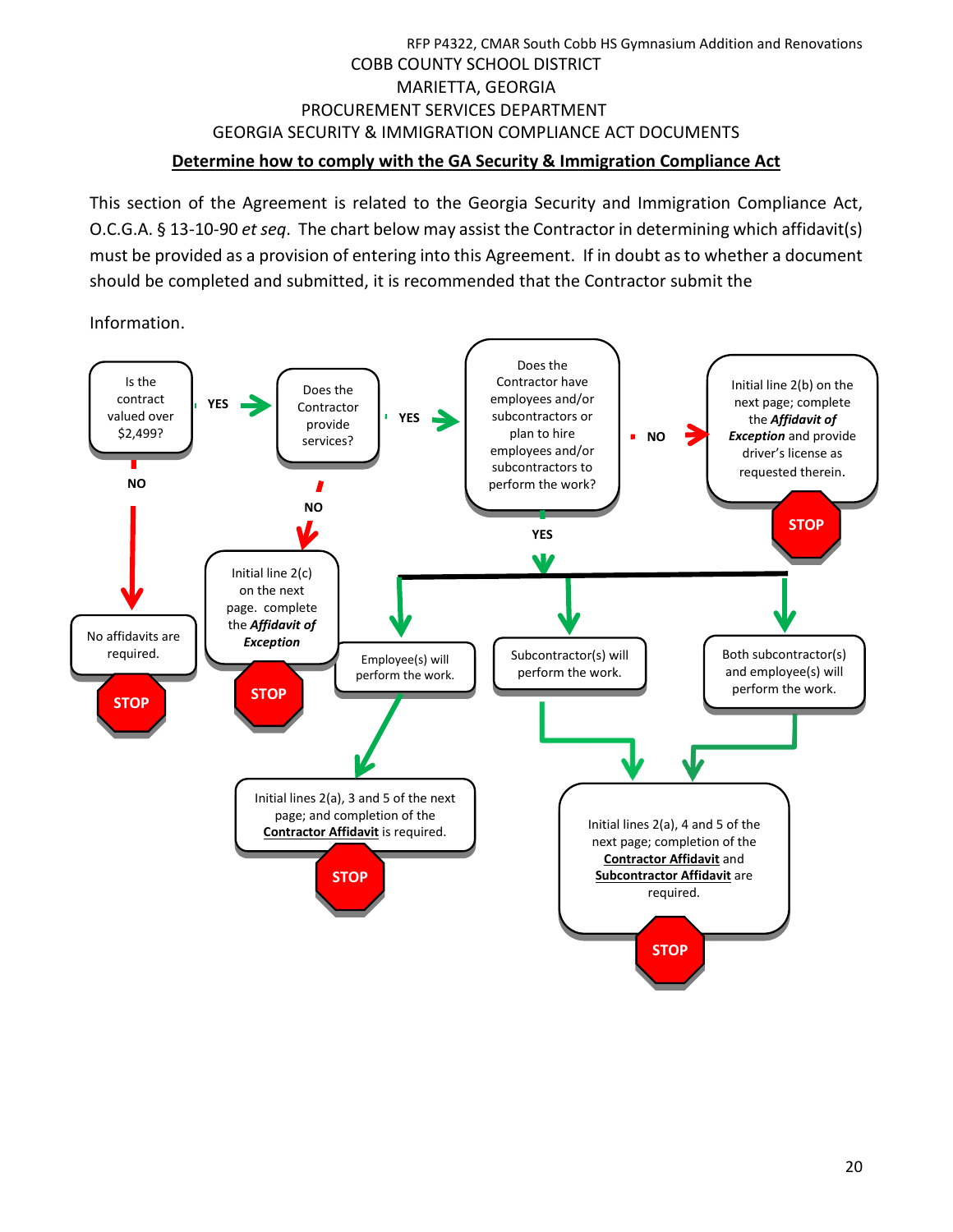COBB COUNTY SCHOOL DISTRICT

MARIETTA, GEORGIA

PROCUREMENT SERVICES DEPARTMENT

GEORGIA SECURITY & IMMIGRATION COMPLIANCE ACT DOCUMENTS

**Determine how to comply with the GA Security & Immigration Compliance Act**

This section of the Agreement is related to the Georgia Security and Immigration Compliance Act, O.C.G.A. § 13-10-90 *et seq*. The chart below may assist the Contractor in determining which affidavit(s) must be provided as a provision of entering into this Agreement. If in doubt as to whether a document should be completed and submitted, it is recommended that the Contractor submit the

Information.

Is the contract valued over $2,499?

- **NO** → No affidavits are required. **STOP**
- **YES** → Does the Contractor provide services?
  - **NO** → Initial line 2(c) on the next page. complete the ***Affidavit of Exception*** **STOP**
  - **YES** → Does the Contractor have employees and/or subcontractors or plan to hire employees and/or subcontractors to perform the work?
    - **NO** → Initial line 2(b) on the next page; complete the ***Affidavit of Exception*** and provide driver's license as requested therein. **STOP**
    - **YES** →
      - Employee(s) will perform the work. → Initial lines 2(a), 3 and 5 of the next page; and completion of the **Contractor Affidavit** is required. **STOP**
      - Subcontractor(s) will perform the work. → Initial lines 2(a), 4 and 5 of the next page; completion of the **Contractor Affidavit** and **Subcontractor Affidavit** are required. **STOP**
      - Both subcontractor(s) and employee(s) will perform the work. → Initial lines 2(a), 4 and 5 of the next page; completion of the **Contractor Affidavit** and **Subcontractor Affidavit** are required. **STOP**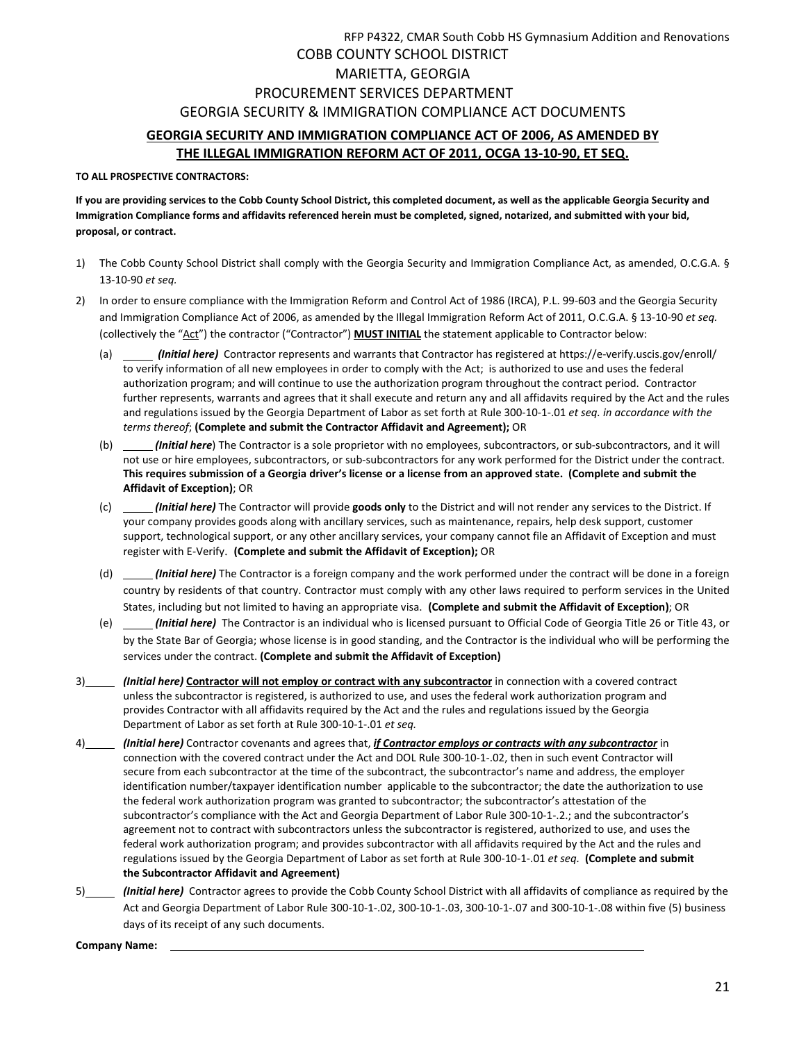COBB COUNTY SCHOOL DISTRICT

MARIETTA, GEORGIA

PROCUREMENT SERVICES DEPARTMENT

GEORGIA SECURITY & IMMIGRATION COMPLIANCE ACT DOCUMENTS

## GEORGIA SECURITY AND IMMIGRATION COMPLIANCE ACT OF 2006, AS AMENDED BY THE ILLEGAL IMMIGRATION REFORM ACT OF 2011, OCGA 13-10-90, ET SEQ.

**TO ALL PROSPECTIVE CONTRACTORS:**

**If you are providing services to the Cobb County School District, this completed document, as well as the applicable Georgia Security and Immigration Compliance forms and affidavits referenced herein must be completed, signed, notarized, and submitted with your bid, proposal, or contract.**

1) The Cobb County School District shall comply with the Georgia Security and Immigration Compliance Act, as amended, O.C.G.A. § 13-10-90 *et seq.*

2) In order to ensure compliance with the Immigration Reform and Control Act of 1986 (IRCA), P.L. 99-603 and the Georgia Security and Immigration Compliance Act of 2006, as amended by the Illegal Immigration Reform Act of 2011, O.C.G.A. § 13-10-90 *et seq.* (collectively the "Act") the contractor ("Contractor") **MUST INITIAL** the statement applicable to Contractor below:

   (a) _____ ***(Initial here)*** Contractor represents and warrants that Contractor has registered at https://e-verify.uscis.gov/enroll/ to verify information of all new employees in order to comply with the Act; is authorized to use and uses the federal authorization program; and will continue to use the authorization program throughout the contract period. Contractor further represents, warrants and agrees that it shall execute and return any and all affidavits required by the Act and the rules and regulations issued by the Georgia Department of Labor as set forth at Rule 300-10-1-.01 *et seq. in accordance with the terms thereof*; **(Complete and submit the Contractor Affidavit and Agreement);** OR

   (b) _____ ***(Initial here)*** The Contractor is a sole proprietor with no employees, subcontractors, or sub-subcontractors, and it will not use or hire employees, subcontractors, or sub-subcontractors for any work performed for the District under the contract. **This requires submission of a Georgia driver's license or a license from an approved state. (Complete and submit the Affidavit of Exception)**; OR

   (c) _____ ***(Initial here)*** The Contractor will provide **goods only** to the District and will not render any services to the District. If your company provides goods along with ancillary services, such as maintenance, repairs, help desk support, customer support, technological support, or any other ancillary services, your company cannot file an Affidavit of Exception and must register with E-Verify. **(Complete and submit the Affidavit of Exception);** OR

   (d) _____ ***(Initial here)*** The Contractor is a foreign company and the work performed under the contract will be done in a foreign country by residents of that country. Contractor must comply with any other laws required to perform services in the United States, including but not limited to having an appropriate visa. **(Complete and submit the Affidavit of Exception)**; OR

   (e) _____ ***(Initial here)*** The Contractor is an individual who is licensed pursuant to Official Code of Georgia Title 26 or Title 43, or by the State Bar of Georgia; whose license is in good standing, and the Contractor is the individual who will be performing the services under the contract. **(Complete and submit the Affidavit of Exception)**

3) _____ ***(Initial here)*** **<u>Contractor will not employ or contract with any subcontractor</u>** in connection with a covered contract unless the subcontractor is registered, is authorized to use, and uses the federal work authorization program and provides Contractor with all affidavits required by the Act and the rules and regulations issued by the Georgia Department of Labor as set forth at Rule 300-10-1-.01 *et seq.*

4) _____ ***(Initial here)*** Contractor covenants and agrees that, ***<u>if Contractor employs or contracts with any subcontractor</u>*** in connection with the covered contract under the Act and DOL Rule 300-10-1-.02, then in such event Contractor will secure from each subcontractor at the time of the subcontract, the subcontractor's name and address, the employer identification number/taxpayer identification number applicable to the subcontractor; the date the authorization to use the federal work authorization program was granted to subcontractor; the subcontractor's attestation of the subcontractor's compliance with the Act and Georgia Department of Labor Rule 300-10-1-.2.; and the subcontractor's agreement not to contract with subcontractors unless the subcontractor is registered, authorized to use, and uses the federal work authorization program; and provides subcontractor with all affidavits required by the Act and the rules and regulations issued by the Georgia Department of Labor as set forth at Rule 300-10-1-.01 *et seq.* **(Complete and submit the Subcontractor Affidavit and Agreement)**

5) _____ ***(Initial here)*** Contractor agrees to provide the Cobb County School District with all affidavits of compliance as required by the Act and Georgia Department of Labor Rule 300-10-1-.02, 300-10-1-.03, 300-10-1-.07 and 300-10-1-.08 within five (5) business days of its receipt of any such documents.

**Company Name:** ______________________________________________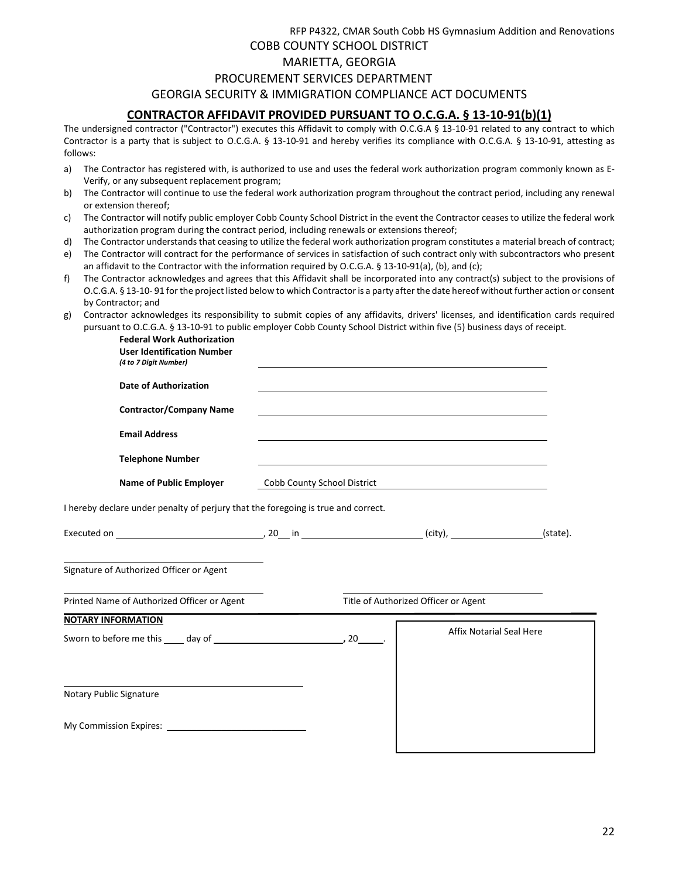COBB COUNTY SCHOOL DISTRICT

MARIETTA, GEORGIA

PROCUREMENT SERVICES DEPARTMENT

GEORGIA SECURITY & IMMIGRATION COMPLIANCE ACT DOCUMENTS

## CONTRACTOR AFFIDAVIT PROVIDED PURSUANT TO O.C.G.A. § 13-10-91(b)(1)

The undersigned contractor ("Contractor") executes this Affidavit to comply with O.C.G.A § 13-10-91 related to any contract to which Contractor is a party that is subject to O.C.G.A. § 13-10-91 and hereby verifies its compliance with O.C.G.A. § 13-10-91, attesting as follows:

a) The Contractor has registered with, is authorized to use and uses the federal work authorization program commonly known as E-Verify, or any subsequent replacement program;
b) The Contractor will continue to use the federal work authorization program throughout the contract period, including any renewal or extension thereof;
c) The Contractor will notify public employer Cobb County School District in the event the Contractor ceases to utilize the federal work authorization program during the contract period, including renewals or extensions thereof;
d) The Contractor understands that ceasing to utilize the federal work authorization program constitutes a material breach of contract;
e) The Contractor will contract for the performance of services in satisfaction of such contract only with subcontractors who present an affidavit to the Contractor with the information required by O.C.G.A. § 13-10-91(a), (b), and (c);
f) The Contractor acknowledges and agrees that this Affidavit shall be incorporated into any contract(s) subject to the provisions of O.C.G.A. § 13-10- 91 for the project listed below to which Contractor is a party after the date hereof without further action or consent by Contractor; and
g) Contractor acknowledges its responsibility to submit copies of any affidavits, drivers' licenses, and identification cards required pursuant to O.C.G.A. § 13-10-91 to public employer Cobb County School District within five (5) business days of receipt.

**Federal Work Authorization User Identification Number**
*(4 to 7 Digit Number)* ______________________________

**Date of Authorization** ______________________________

**Contractor/Company Name** ______________________________

**Email Address** ______________________________

**Telephone Number** ______________________________

**Name of Public Employer** Cobb County School District

I hereby declare under penalty of perjury that the foregoing is true and correct.

Executed on ______________________, 20__ in ____________________ (city), ______________(state).

______________________________
Signature of Authorized Officer or Agent

______________________________ ______________________________
Printed Name of Authorized Officer or Agent Title of Authorized Officer or Agent

**NOTARY INFORMATION**

Sworn to before me this ____ day of ______________________, 20_____.

Affix Notarial Seal Here

______________________________
Notary Public Signature

My Commission Expires: ______________________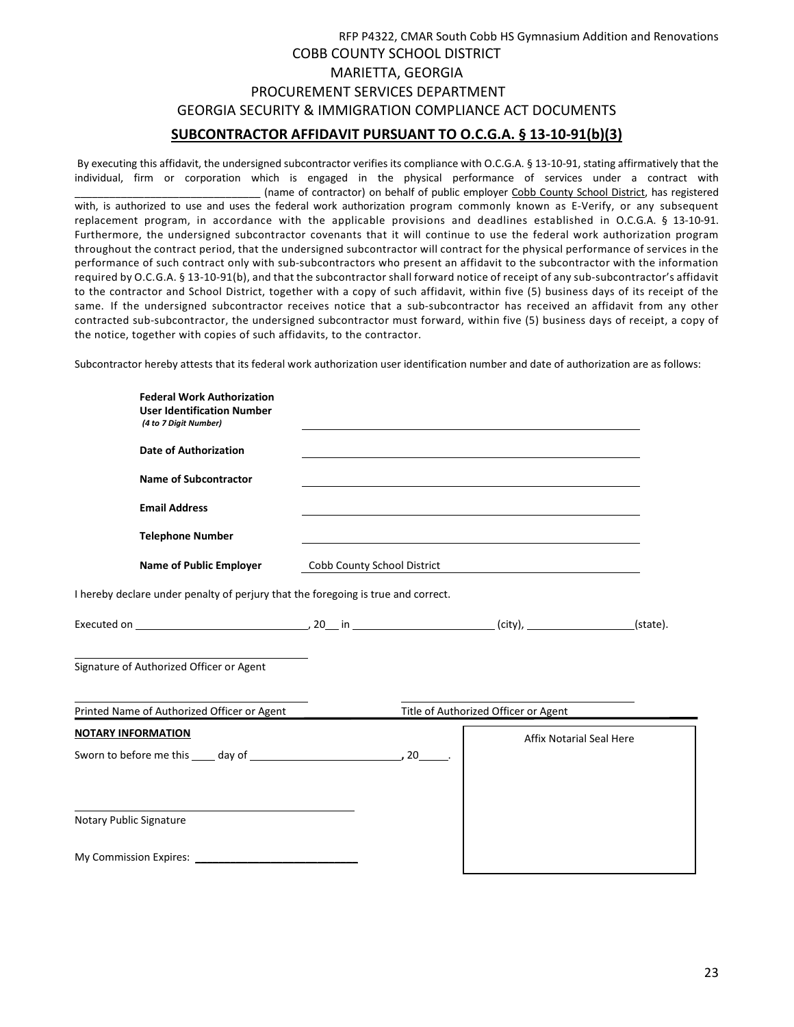RFP P4322, CMAR South Cobb HS Gymnasium Addition and Renovations

COBB COUNTY SCHOOL DISTRICT

MARIETTA, GEORGIA

PROCUREMENT SERVICES DEPARTMENT

GEORGIA SECURITY & IMMIGRATION COMPLIANCE ACT DOCUMENTS

## SUBCONTRACTOR AFFIDAVIT PURSUANT TO O.C.G.A. § 13-10-91(b)(3)

By executing this affidavit, the undersigned subcontractor verifies its compliance with O.C.G.A. § 13-10-91, stating affirmatively that the individual, firm or corporation which is engaged in the physical performance of services under a contract with ________________________________ (name of contractor) on behalf of public employer Cobb County School District, has registered with, is authorized to use and uses the federal work authorization program commonly known as E-Verify, or any subsequent replacement program, in accordance with the applicable provisions and deadlines established in O.C.G.A. § 13-10-91. Furthermore, the undersigned subcontractor covenants that it will continue to use the federal work authorization program throughout the contract period, that the undersigned subcontractor will contract for the physical performance of services in the performance of such contract only with sub-subcontractors who present an affidavit to the subcontractor with the information required by O.C.G.A. § 13-10-91(b), and that the subcontractor shall forward notice of receipt of any sub-subcontractor's affidavit to the contractor and School District, together with a copy of such affidavit, within five (5) business days of its receipt of the same. If the undersigned subcontractor receives notice that a sub-subcontractor has received an affidavit from any other contracted sub-subcontractor, the undersigned subcontractor must forward, within five (5) business days of receipt, a copy of the notice, together with copies of such affidavits, to the contractor.

Subcontractor hereby attests that its federal work authorization user identification number and date of authorization are as follows:

**Federal Work Authorization User Identification Number** *(4 to 7 Digit Number)* ________________________________

**Date of Authorization** ________________________________

**Name of Subcontractor** ________________________________

**Email Address** ________________________________

**Telephone Number** ________________________________

**Name of Public Employer** Cobb County School District

I hereby declare under penalty of perjury that the foregoing is true and correct.

Executed on ____________________, 20__ in ____________________ (city), ______________(state).

________________________________
Signature of Authorized Officer or Agent

________________________________ ________________________________
Printed Name of Authorized Officer or Agent Title of Authorized Officer or Agent

**NOTARY INFORMATION**

Sworn to before me this ____ day of ____________________, 20_____.

________________________________
Notary Public Signature

My Commission Expires: ________________________

Affix Notarial Seal Here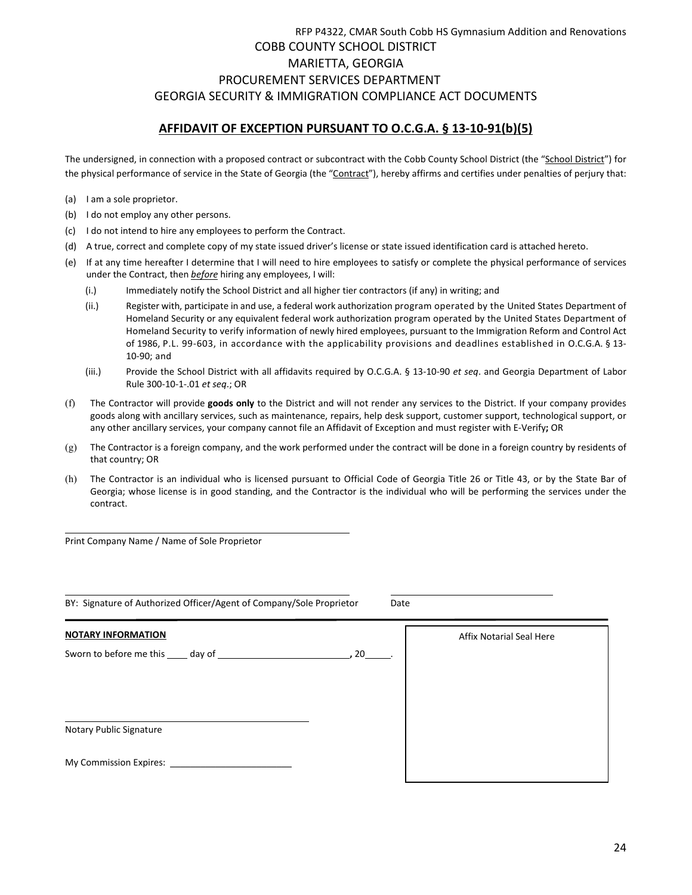RFP P4322, CMAR South Cobb HS Gymnasium Addition and Renovations

COBB COUNTY SCHOOL DISTRICT

MARIETTA, GEORGIA

PROCUREMENT SERVICES DEPARTMENT

GEORGIA SECURITY & IMMIGRATION COMPLIANCE ACT DOCUMENTS

## AFFIDAVIT OF EXCEPTION PURSUANT TO O.C.G.A. § 13-10-91(b)(5)

The undersigned, in connection with a proposed contract or subcontract with the Cobb County School District (the "School District") for the physical performance of service in the State of Georgia (the "Contract"), hereby affirms and certifies under penalties of perjury that:

(a) I am a sole proprietor.

(b) I do not employ any other persons.

(c) I do not intend to hire any employees to perform the Contract.

(d) A true, correct and complete copy of my state issued driver's license or state issued identification card is attached hereto.

(e) If at any time hereafter I determine that I will need to hire employees to satisfy or complete the physical performance of services under the Contract, then *before* hiring any employees, I will:

(i.) Immediately notify the School District and all higher tier contractors (if any) in writing; and

(ii.) Register with, participate in and use, a federal work authorization program operated by the United States Department of Homeland Security or any equivalent federal work authorization program operated by the United States Department of Homeland Security to verify information of newly hired employees, pursuant to the Immigration Reform and Control Act of 1986, P.L. 99-603, in accordance with the applicability provisions and deadlines established in O.C.G.A. § 13-10-90; and

(iii.) Provide the School District with all affidavits required by O.C.G.A. § 13-10-90 *et seq*. and Georgia Department of Labor Rule 300-10-1-.01 *et seq*.; OR

(f) The Contractor will provide **goods only** to the District and will not render any services to the District. If your company provides goods along with ancillary services, such as maintenance, repairs, help desk support, customer support, technological support, or any other ancillary services, your company cannot file an Affidavit of Exception and must register with E-Verify**;** OR

(g) The Contractor is a foreign company, and the work performed under the contract will be done in a foreign country by residents of that country; OR

(h) The Contractor is an individual who is licensed pursuant to Official Code of Georgia Title 26 or Title 43, or by the State Bar of Georgia; whose license is in good standing, and the Contractor is the individual who will be performing the services under the contract.

\_\_\_\_\_\_\_\_\_\_\_\_\_\_\_\_\_\_\_\_\_\_\_\_\_\_\_\_\_\_\_\_\_\_\_\_\_\_\_\_\_\_\_\_

Print Company Name / Name of Sole Proprietor

\_\_\_\_\_\_\_\_\_\_\_\_\_\_\_\_\_\_\_\_\_\_\_\_\_\_\_\_\_\_\_\_\_\_\_\_\_\_\_\_\_\_\_\_ \_\_\_\_\_\_\_\_\_\_\_\_\_\_\_\_\_\_\_\_\_\_\_\_

BY: Signature of Authorized Officer/Agent of Company/Sole Proprietor Date

**NOTARY INFORMATION**

Sworn to before me this \_\_\_\_ day of \_\_\_\_\_\_\_\_\_\_\_\_\_\_\_\_\_\_\_\_\_\_\_\_, 20\_\_\_\_\_.

\_\_\_\_\_\_\_\_\_\_\_\_\_\_\_\_\_\_\_\_\_\_\_\_\_\_\_\_\_\_\_\_\_\_\_\_\_\_\_\_

Notary Public Signature

My Commission Expires: \_\_\_\_\_\_\_\_\_\_\_\_\_\_\_\_\_\_\_\_\_\_

Affix Notarial Seal Here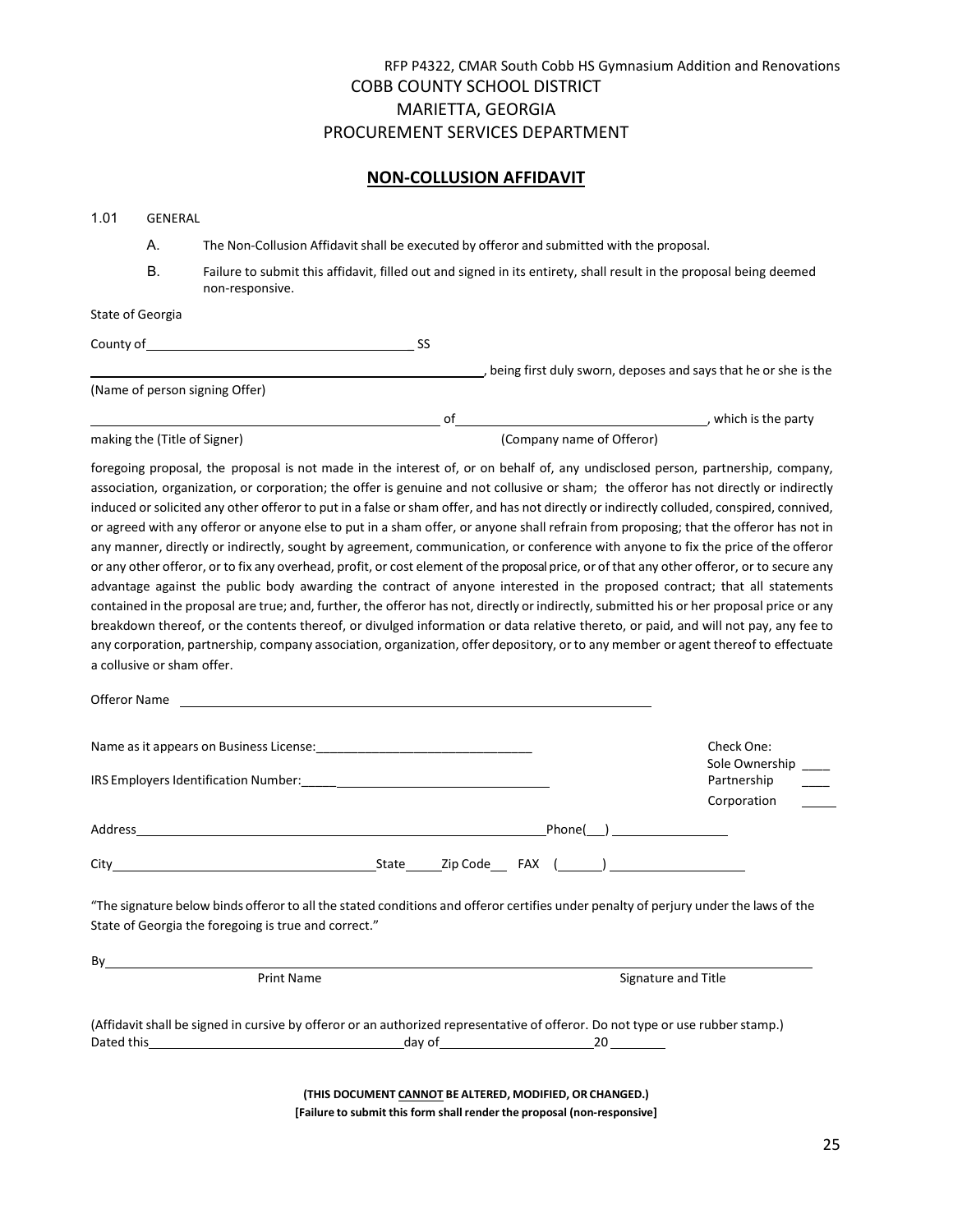RFP P4322, CMAR South Cobb HS Gymnasium Addition and Renovations

COBB COUNTY SCHOOL DISTRICT

MARIETTA, GEORGIA

PROCUREMENT SERVICES DEPARTMENT

## NON-COLLUSION AFFIDAVIT

1.01 GENERAL

A. The Non-Collusion Affidavit shall be executed by offeror and submitted with the proposal.

B. Failure to submit this affidavit, filled out and signed in its entirety, shall result in the proposal being deemed non-responsive.

State of Georgia

County of______________________________________ SS

_______________________________________________________, being first duly sworn, deposes and says that he or she is the

(Name of person signing Offer)

__________________________________________________ of __________________________________, which is the party

making the (Title of Signer) (Company name of Offeror)

foregoing proposal, the proposal is not made in the interest of, or on behalf of, any undisclosed person, partnership, company, association, organization, or corporation; the offer is genuine and not collusive or sham; the offeror has not directly or indirectly induced or solicited any other offeror to put in a false or sham offer, and has not directly or indirectly colluded, conspired, connived, or agreed with any offeror or anyone else to put in a sham offer, or anyone shall refrain from proposing; that the offeror has not in any manner, directly or indirectly, sought by agreement, communication, or conference with anyone to fix the price of the offeror or any other offeror, or to fix any overhead, profit, or cost element of the proposal price, or of that any other offeror, or to secure any advantage against the public body awarding the contract of anyone interested in the proposed contract; that all statements contained in the proposal are true; and, further, the offeror has not, directly or indirectly, submitted his or her proposal price or any breakdown thereof, or the contents thereof, or divulged information or data relative thereto, or paid, and will not pay, any fee to any corporation, partnership, company association, organization, offer depository, or to any member or agent thereof to effectuate a collusive or sham offer.

Offeror Name ____________________________________________________________________

Name as it appears on Business License:_______________________________

IRS Employers Identification Number:___________________________________

Check One:
Sole Ownership ____
Partnership ____
Corporation ____

Address______________________________________________________________Phone(___) ________________

City____________________________________State_____Zip Code___ FAX (______) ___________________

"The signature below binds offeror to all the stated conditions and offeror certifies under penalty of perjury under the laws of the State of Georgia the foregoing is true and correct."

By__________________________________________________________________________________________

Print Name Signature and Title

(Affidavit shall be signed in cursive by offeror or an authorized representative of offeror. Do not type or use rubber stamp.)

Dated this___________________________________day of_____________________20________

**(THIS DOCUMENT CANNOT BE ALTERED, MODIFIED, OR CHANGED.)**

**[Failure to submit this form shall render the proposal (non-responsive]**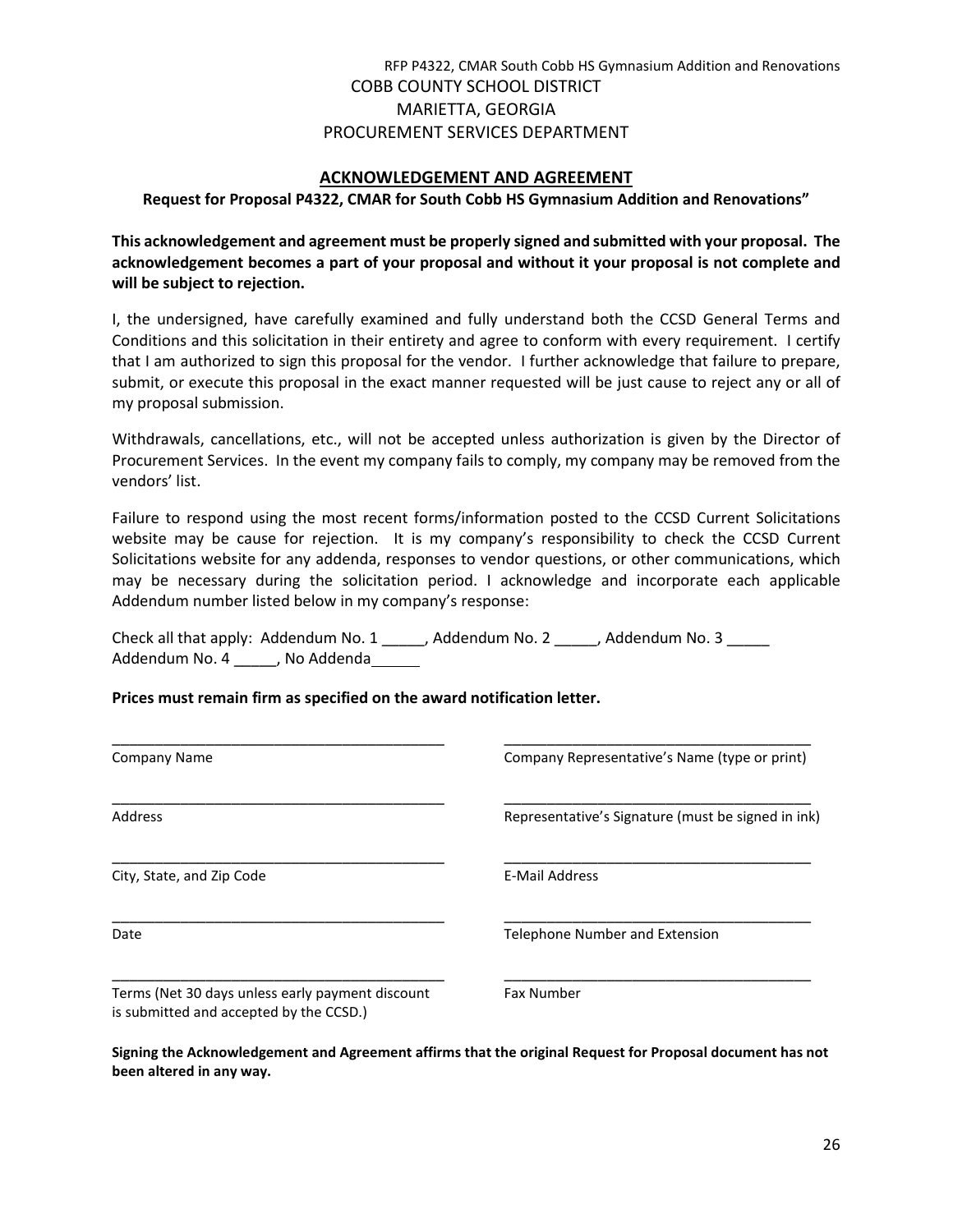RFP P4322, CMAR South Cobb HS Gymnasium Addition and Renovations

COBB COUNTY SCHOOL DISTRICT
MARIETTA, GEORGIA
PROCUREMENT SERVICES DEPARTMENT

## ACKNOWLEDGEMENT AND AGREEMENT

**Request for Proposal P4322, CMAR for South Cobb HS Gymnasium Addition and Renovations"**

**This acknowledgement and agreement must be properly signed and submitted with your proposal. The acknowledgement becomes a part of your proposal and without it your proposal is not complete and will be subject to rejection.**

I, the undersigned, have carefully examined and fully understand both the CCSD General Terms and Conditions and this solicitation in their entirety and agree to conform with every requirement. I certify that I am authorized to sign this proposal for the vendor. I further acknowledge that failure to prepare, submit, or execute this proposal in the exact manner requested will be just cause to reject any or all of my proposal submission.

Withdrawals, cancellations, etc., will not be accepted unless authorization is given by the Director of Procurement Services. In the event my company fails to comply, my company may be removed from the vendors' list.

Failure to respond using the most recent forms/information posted to the CCSD Current Solicitations website may be cause for rejection. It is my company's responsibility to check the CCSD Current Solicitations website for any addenda, responses to vendor questions, or other communications, which may be necessary during the solicitation period. I acknowledge and incorporate each applicable Addendum number listed below in my company's response:

Check all that apply: Addendum No. 1 _____, Addendum No. 2 _____, Addendum No. 3 _____
Addendum No. 4 _____, No Addenda______

**Prices must remain firm as specified on the award notification letter.**

| | |
|---|---|
| ___________________________________ | ___________________________________ |
| Company Name | Company Representative's Name (type or print) |
| ___________________________________ | ___________________________________ |
| Address | Representative's Signature (must be signed in ink) |
| ___________________________________ | ___________________________________ |
| City, State, and Zip Code | E-Mail Address |
| ___________________________________ | ___________________________________ |
| Date | Telephone Number and Extension |
| ___________________________________ | ___________________________________ |
| Terms (Net 30 days unless early payment discount is submitted and accepted by the CCSD.) | Fax Number |

**Signing the Acknowledgement and Agreement affirms that the original Request for Proposal document has not been altered in any way.**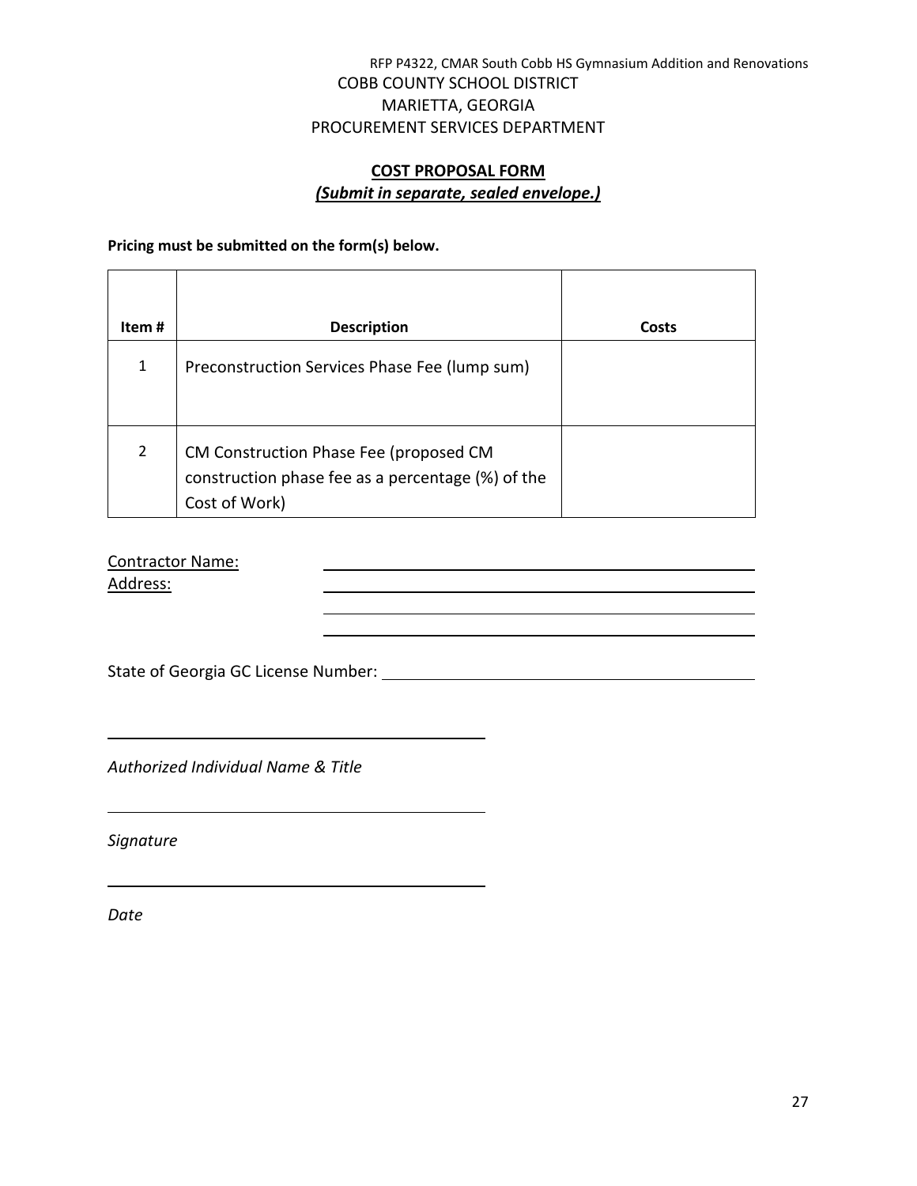RFP P4322, CMAR South Cobb HS Gymnasium Addition and Renovations

COBB COUNTY SCHOOL DISTRICT
MARIETTA, GEORGIA
PROCUREMENT SERVICES DEPARTMENT

## COST PROPOSAL FORM

***(Submit in separate, sealed envelope.)***

**Pricing must be submitted on the form(s) below.**

| Item # | Description | Costs |
|---|---|---|
| 1 | Preconstruction Services Phase Fee (lump sum) | |
| 2 | CM Construction Phase Fee (proposed CM construction phase fee as a percentage (%) of the Cost of Work) | |

Contractor Name: ______________________________

Address: ______________________________

______________________________

______________________________

State of Georgia GC License Number: ______________________________

______________________________

*Authorized Individual Name & Title*

______________________________

*Signature*

______________________________

*Date*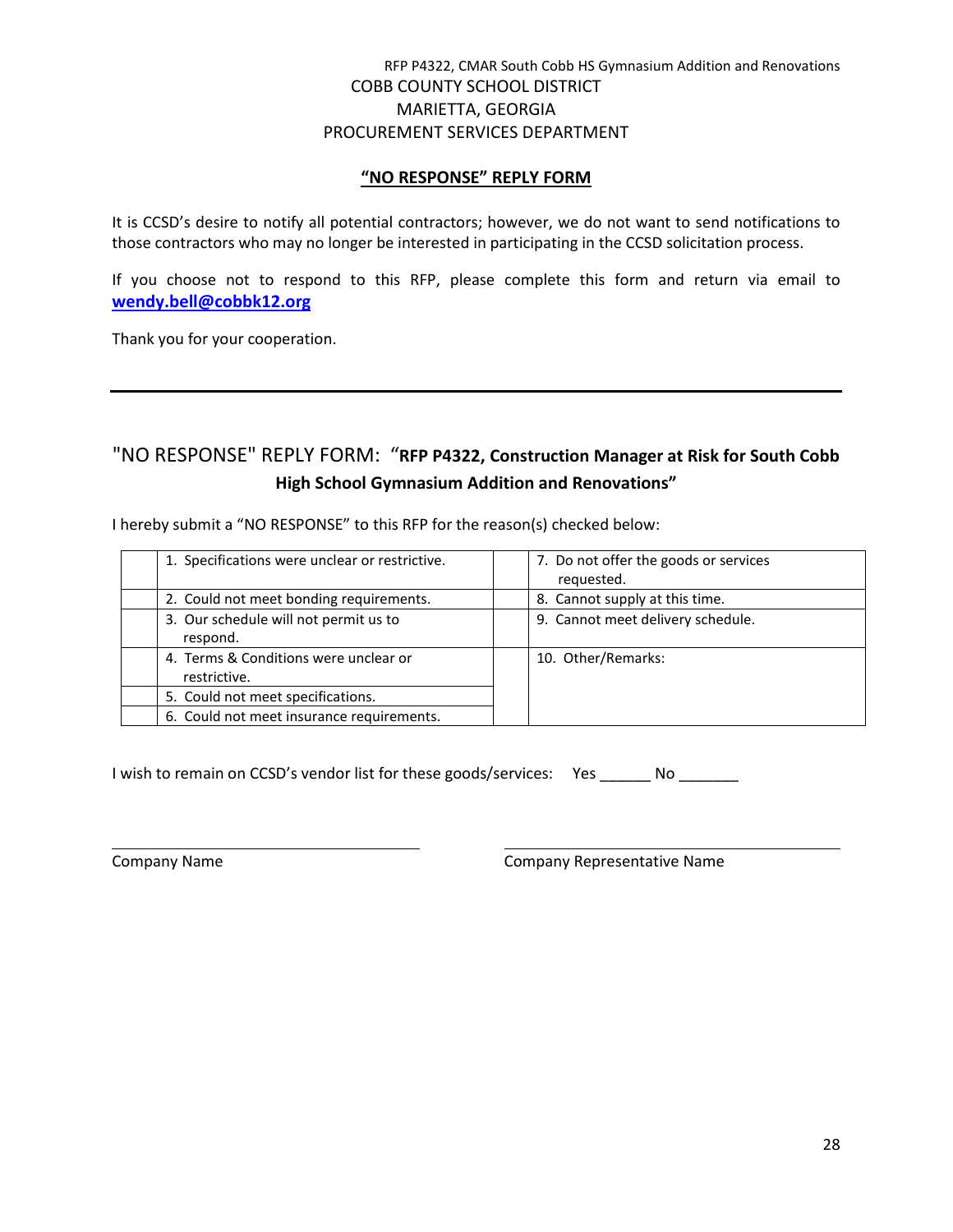COBB COUNTY SCHOOL DISTRICT
MARIETTA, GEORGIA
PROCUREMENT SERVICES DEPARTMENT

## **"NO RESPONSE" REPLY FORM**

It is CCSD's desire to notify all potential contractors; however, we do not want to send notifications to those contractors who may no longer be interested in participating in the CCSD solicitation process.

If you choose not to respond to this RFP, please complete this form and return via email to **wendy.bell@cobbk12.org**

Thank you for your cooperation.

---

## "NO RESPONSE" REPLY FORM: "**RFP P4322, Construction Manager at Risk for South Cobb High School Gymnasium Addition and Renovations"**

I hereby submit a "NO RESPONSE" to this RFP for the reason(s) checked below:

| | | | |
|---|---|---|---|
| | 1. Specifications were unclear or restrictive. | | 7. Do not offer the goods or services requested. |
| | 2. Could not meet bonding requirements. | | 8. Cannot supply at this time. |
| | 3. Our schedule will not permit us to respond. | | 9. Cannot meet delivery schedule. |
| | 4. Terms & Conditions were unclear or restrictive. | | 10. Other/Remarks: |
| | 5. Could not meet specifications. | | |
| | 6. Could not meet insurance requirements. | | |

I wish to remain on CCSD's vendor list for these goods/services: Yes ______ No _______

______________________________ ______________________________
Company Name Company Representative Name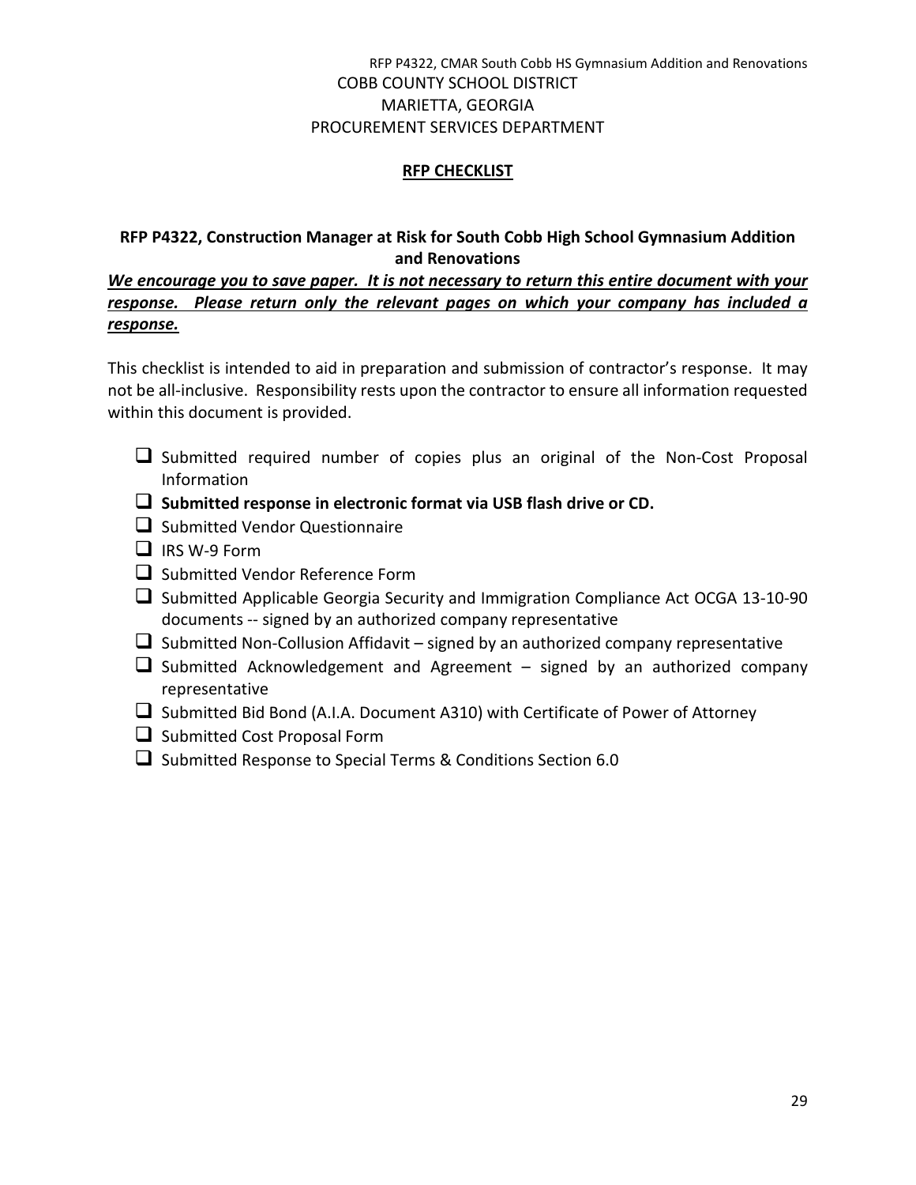COBB COUNTY SCHOOL DISTRICT
MARIETTA, GEORGIA
PROCUREMENT SERVICES DEPARTMENT

## RFP CHECKLIST

**RFP P4322, Construction Manager at Risk for South Cobb High School Gymnasium Addition and Renovations**

***We encourage you to save paper. It is not necessary to return this entire document with your response. Please return only the relevant pages on which your company has included a response.***

This checklist is intended to aid in preparation and submission of contractor's response. It may not be all-inclusive. Responsibility rests upon the contractor to ensure all information requested within this document is provided.

- ☐ Submitted required number of copies plus an original of the Non-Cost Proposal Information
- ☐ **Submitted response in electronic format via USB flash drive or CD.**
- ☐ Submitted Vendor Questionnaire
- ☐ IRS W-9 Form
- ☐ Submitted Vendor Reference Form
- ☐ Submitted Applicable Georgia Security and Immigration Compliance Act OCGA 13-10-90 documents -- signed by an authorized company representative
- ☐ Submitted Non-Collusion Affidavit – signed by an authorized company representative
- ☐ Submitted Acknowledgement and Agreement – signed by an authorized company representative
- ☐ Submitted Bid Bond (A.I.A. Document A310) with Certificate of Power of Attorney
- ☐ Submitted Cost Proposal Form
- ☐ Submitted Response to Special Terms & Conditions Section 6.0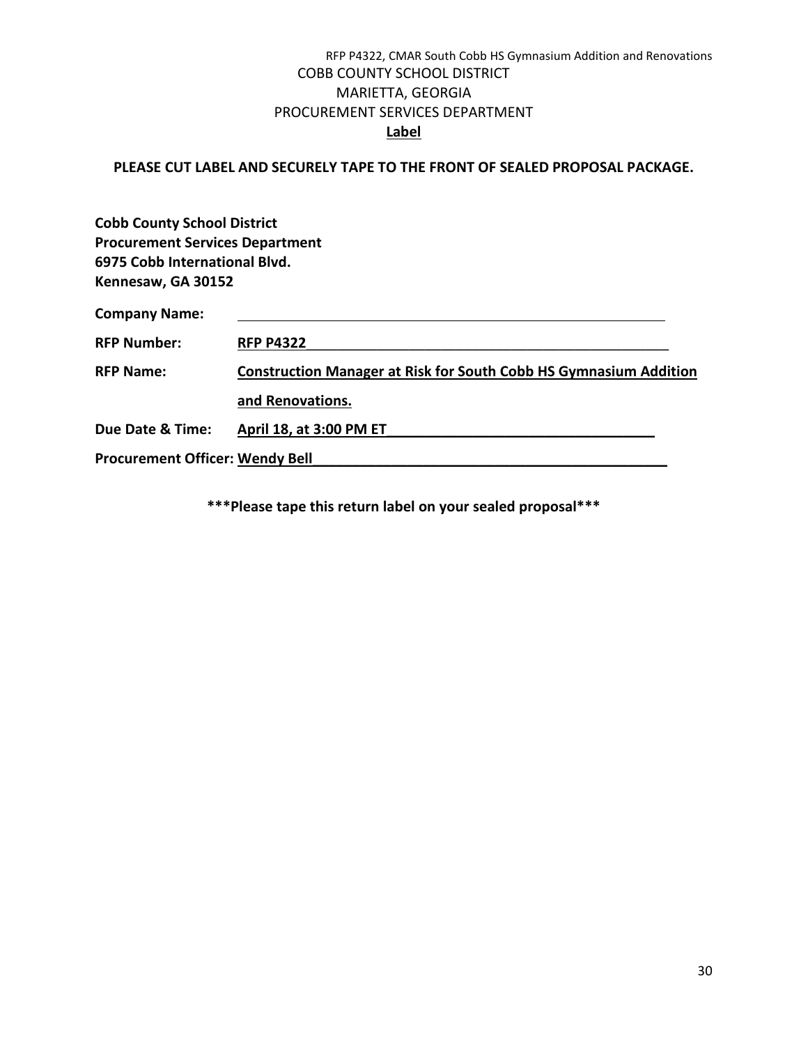COBB COUNTY SCHOOL DISTRICT
MARIETTA, GEORGIA
PROCUREMENT SERVICES DEPARTMENT

**Label**

**PLEASE CUT LABEL AND SECURELY TAPE TO THE FRONT OF SEALED PROPOSAL PACKAGE.**

**Cobb County School District**
**Procurement Services Department**
**6975 Cobb International Blvd.**
**Kennesaw, GA 30152**

**Company Name:** ________________________________________________

**RFP Number:** **RFP P4322**

**RFP Name:** **Construction Manager at Risk for South Cobb HS Gymnasium Addition and Renovations.**

**Due Date & Time:** **April 18, at 3:00 PM ET**

**Procurement Officer:** **Wendy Bell**

**\*\*\*Please tape this return label on your sealed proposal\*\*\***